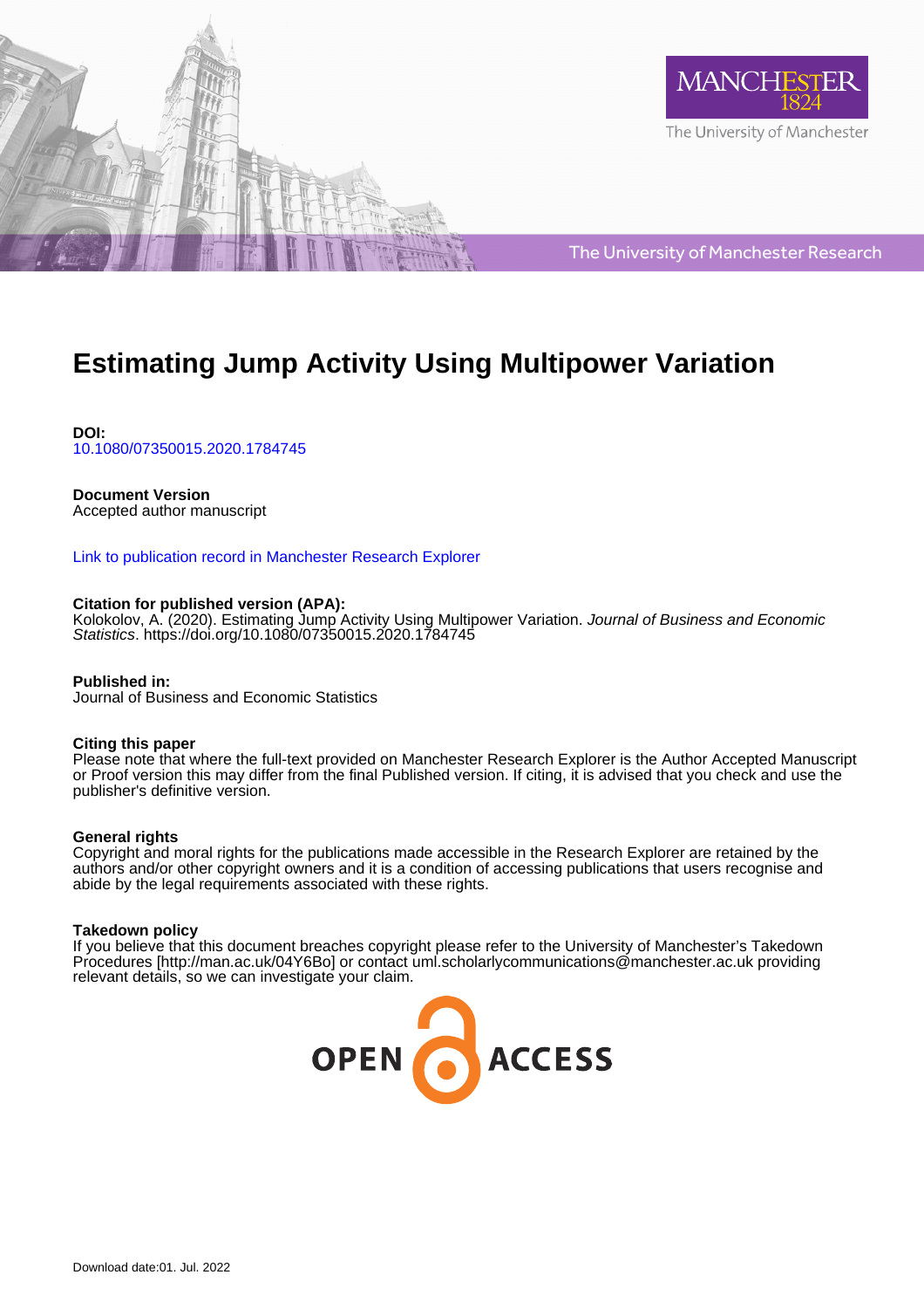# Estimating Jump Activity Using Multipower Variation

**DOI:**
10.1080/07350015.2020.1784745

**Document Version**
Accepted author manuscript

Link to publication record in Manchester Research Explorer

**Citation for published version (APA):**
Kolokolov, A. (2020). Estimating Jump Activity Using Multipower Variation. *Journal of Business and Economic Statistics*. https://doi.org/10.1080/07350015.2020.1784745

**Published in:**
Journal of Business and Economic Statistics

**Citing this paper**
Please note that where the full-text provided on Manchester Research Explorer is the Author Accepted Manuscript or Proof version this may differ from the final Published version. If citing, it is advised that you check and use the publisher's definitive version.

**General rights**
Copyright and moral rights for the publications made accessible in the Research Explorer are retained by the authors and/or other copyright owners and it is a condition of accessing publications that users recognise and abide by the legal requirements associated with these rights.

**Takedown policy**
If you believe that this document breaches copyright please refer to the University of Manchester's Takedown Procedures [http://man.ac.uk/04Y6Bo] or contact uml.scholarlycommunications@manchester.ac.uk providing relevant details, so we can investigate your claim.

Download date:01. Jul. 2022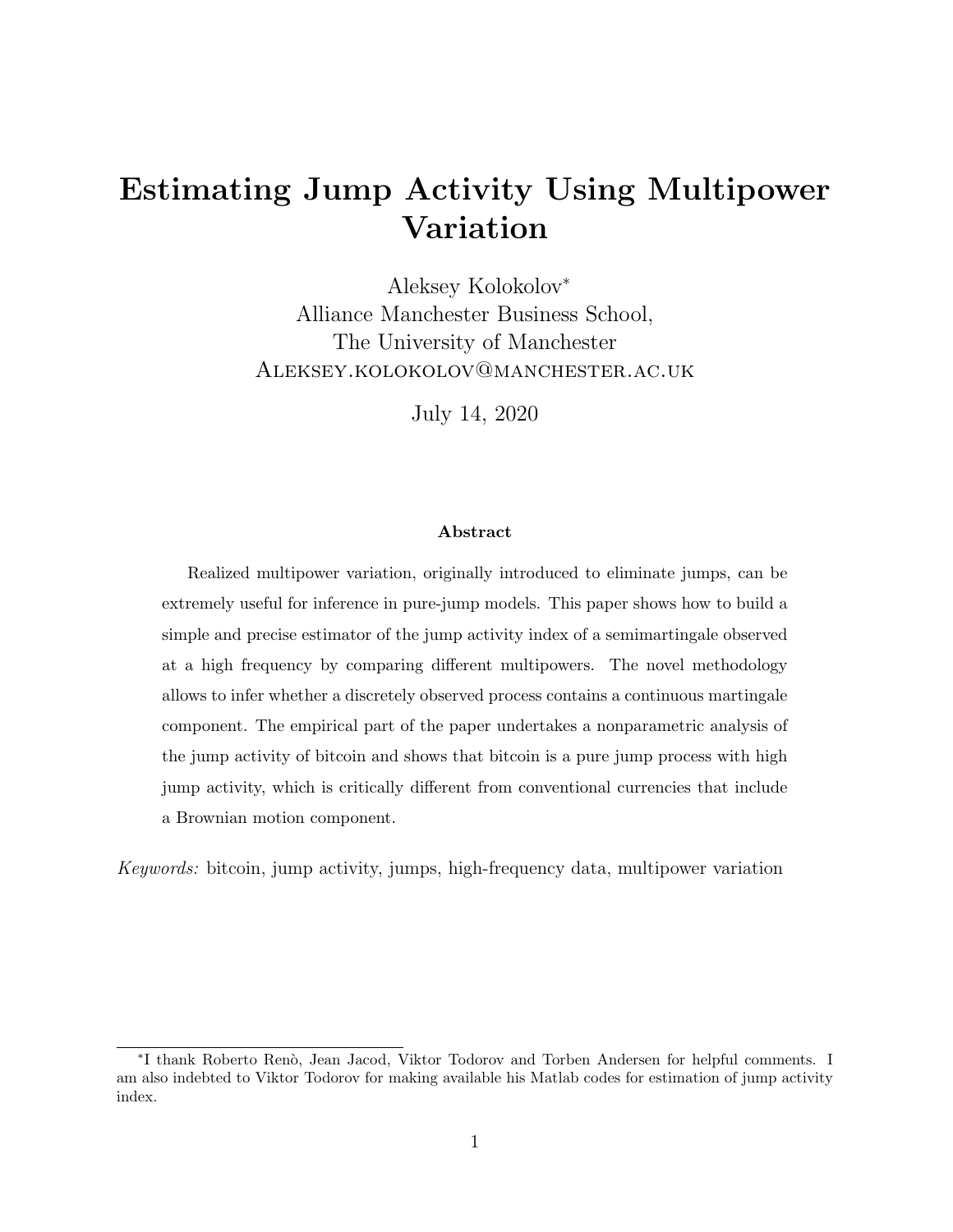# Estimating Jump Activity Using Multipower Variation

Aleksey Kolokolov*
Alliance Manchester Business School,
The University of Manchester
Aleksey.kolokolov@manchester.ac.uk

July 14, 2020

### Abstract

Realized multipower variation, originally introduced to eliminate jumps, can be extremely useful for inference in pure-jump models. This paper shows how to build a simple and precise estimator of the jump activity index of a semimartingale observed at a high frequency by comparing different multipowers. The novel methodology allows to infer whether a discretely observed process contains a continuous martingale component. The empirical part of the paper undertakes a nonparametric analysis of the jump activity of bitcoin and shows that bitcoin is a pure jump process with high jump activity, which is critically different from conventional currencies that include a Brownian motion component.

*Keywords:* bitcoin, jump activity, jumps, high-frequency data, multipower variation

---

*I thank Roberto Renò, Jean Jacod, Viktor Todorov and Torben Andersen for helpful comments. I am also indebted to Viktor Todorov for making available his Matlab codes for estimation of jump activity index.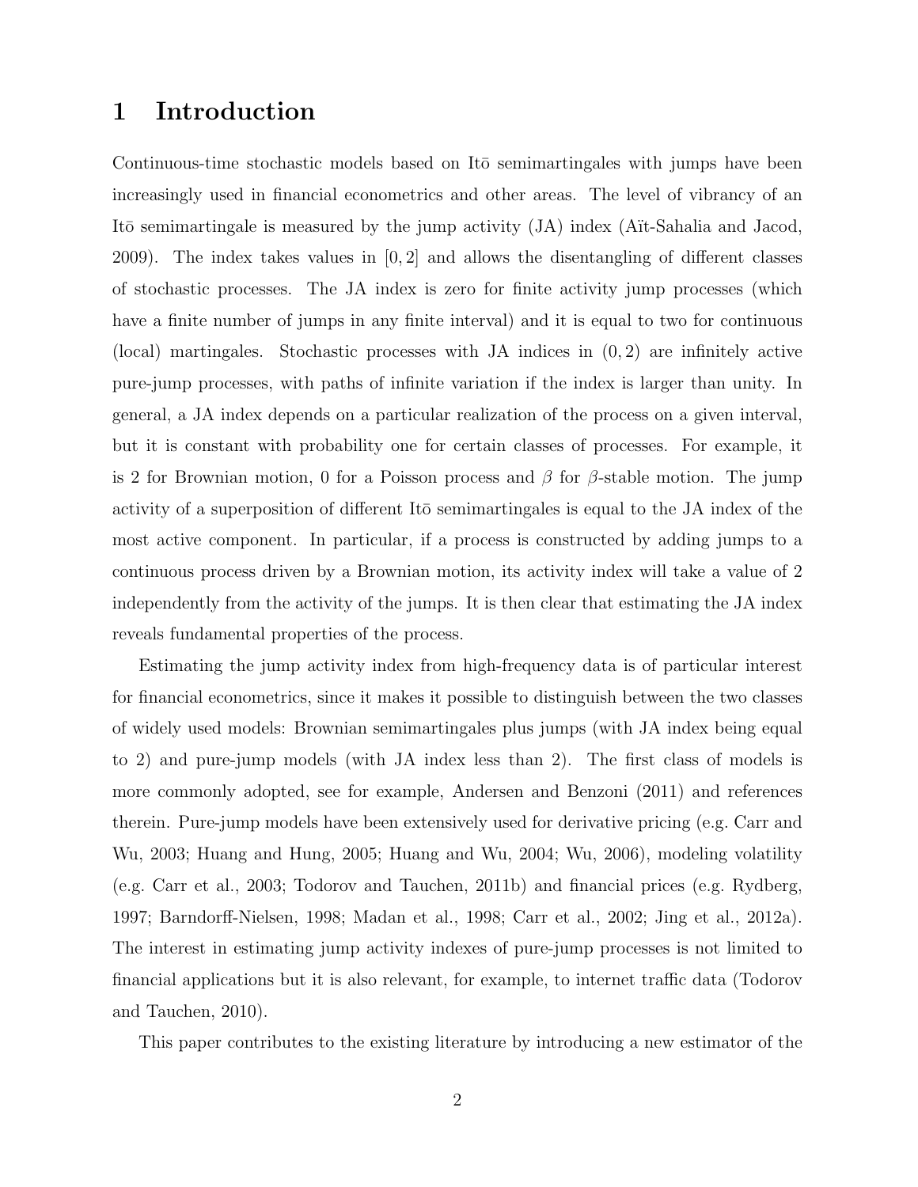# 1 Introduction

Continuous-time stochastic models based on Itō semimartingales with jumps have been increasingly used in financial econometrics and other areas. The level of vibrancy of an Itō semimartingale is measured by the jump activity (JA) index (Aït-Sahalia and Jacod, 2009). The index takes values in $[0, 2]$ and allows the disentangling of different classes of stochastic processes. The JA index is zero for finite activity jump processes (which have a finite number of jumps in any finite interval) and it is equal to two for continuous (local) martingales. Stochastic processes with JA indices in $(0, 2)$ are infinitely active pure-jump processes, with paths of infinite variation if the index is larger than unity. In general, a JA index depends on a particular realization of the process on a given interval, but it is constant with probability one for certain classes of processes. For example, it is 2 for Brownian motion, 0 for a Poisson process and $\beta$ for $\beta$-stable motion. The jump activity of a superposition of different Itō semimartingales is equal to the JA index of the most active component. In particular, if a process is constructed by adding jumps to a continuous process driven by a Brownian motion, its activity index will take a value of 2 independently from the activity of the jumps. It is then clear that estimating the JA index reveals fundamental properties of the process.

Estimating the jump activity index from high-frequency data is of particular interest for financial econometrics, since it makes it possible to distinguish between the two classes of widely used models: Brownian semimartingales plus jumps (with JA index being equal to 2) and pure-jump models (with JA index less than 2). The first class of models is more commonly adopted, see for example, Andersen and Benzoni (2011) and references therein. Pure-jump models have been extensively used for derivative pricing (e.g. Carr and Wu, 2003; Huang and Hung, 2005; Huang and Wu, 2004; Wu, 2006), modeling volatility (e.g. Carr et al., 2003; Todorov and Tauchen, 2011b) and financial prices (e.g. Rydberg, 1997; Barndorff-Nielsen, 1998; Madan et al., 1998; Carr et al., 2002; Jing et al., 2012a). The interest in estimating jump activity indexes of pure-jump processes is not limited to financial applications but it is also relevant, for example, to internet traffic data (Todorov and Tauchen, 2010).

This paper contributes to the existing literature by introducing a new estimator of the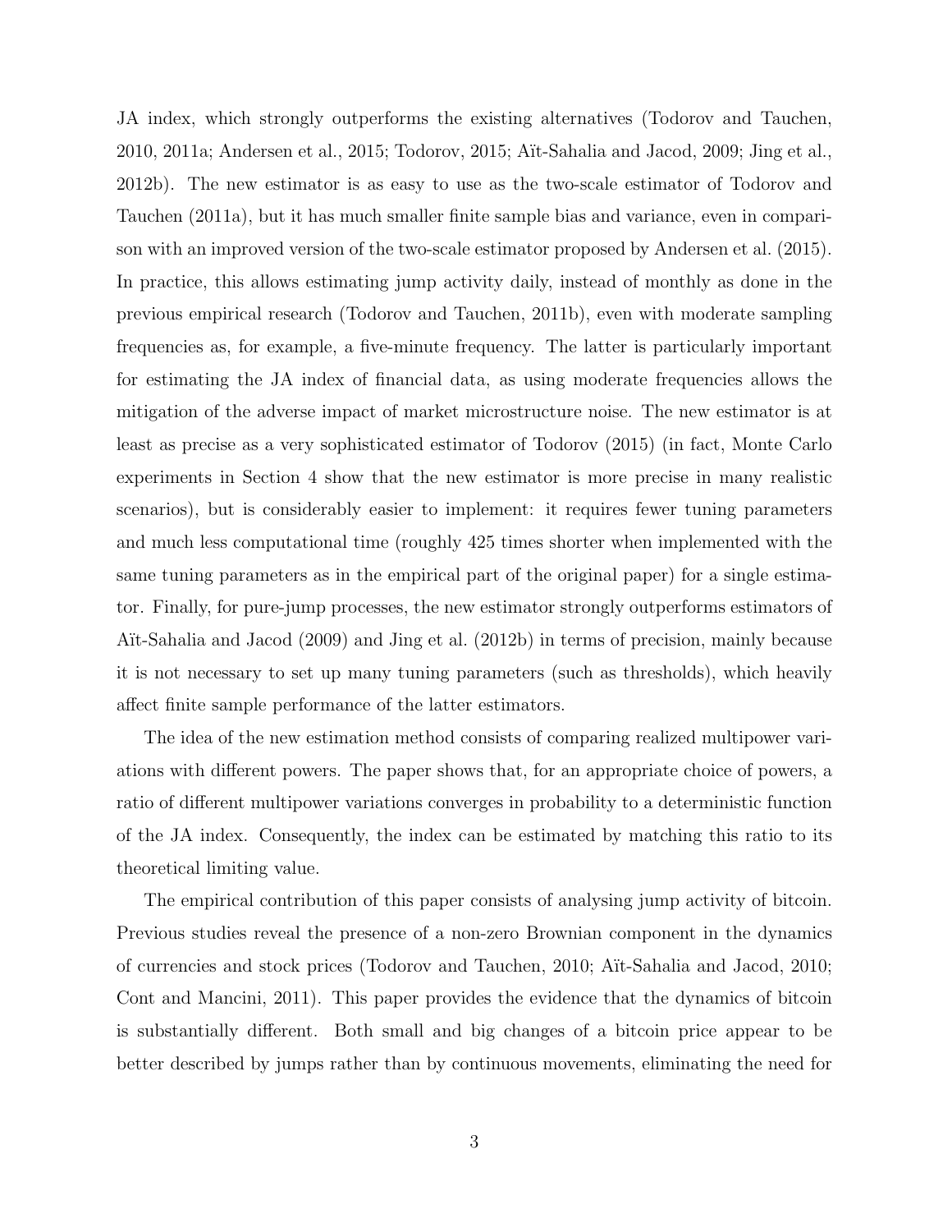JA index, which strongly outperforms the existing alternatives (Todorov and Tauchen, 2010, 2011a; Andersen et al., 2015; Todorov, 2015; Aït-Sahalia and Jacod, 2009; Jing et al., 2012b). The new estimator is as easy to use as the two-scale estimator of Todorov and Tauchen (2011a), but it has much smaller finite sample bias and variance, even in comparison with an improved version of the two-scale estimator proposed by Andersen et al. (2015). In practice, this allows estimating jump activity daily, instead of monthly as done in the previous empirical research (Todorov and Tauchen, 2011b), even with moderate sampling frequencies as, for example, a five-minute frequency. The latter is particularly important for estimating the JA index of financial data, as using moderate frequencies allows the mitigation of the adverse impact of market microstructure noise. The new estimator is at least as precise as a very sophisticated estimator of Todorov (2015) (in fact, Monte Carlo experiments in Section 4 show that the new estimator is more precise in many realistic scenarios), but is considerably easier to implement: it requires fewer tuning parameters and much less computational time (roughly 425 times shorter when implemented with the same tuning parameters as in the empirical part of the original paper) for a single estimator. Finally, for pure-jump processes, the new estimator strongly outperforms estimators of Aït-Sahalia and Jacod (2009) and Jing et al. (2012b) in terms of precision, mainly because it is not necessary to set up many tuning parameters (such as thresholds), which heavily affect finite sample performance of the latter estimators.

The idea of the new estimation method consists of comparing realized multipower variations with different powers. The paper shows that, for an appropriate choice of powers, a ratio of different multipower variations converges in probability to a deterministic function of the JA index. Consequently, the index can be estimated by matching this ratio to its theoretical limiting value.

The empirical contribution of this paper consists of analysing jump activity of bitcoin. Previous studies reveal the presence of a non-zero Brownian component in the dynamics of currencies and stock prices (Todorov and Tauchen, 2010; Aït-Sahalia and Jacod, 2010; Cont and Mancini, 2011). This paper provides the evidence that the dynamics of bitcoin is substantially different. Both small and big changes of a bitcoin price appear to be better described by jumps rather than by continuous movements, eliminating the need for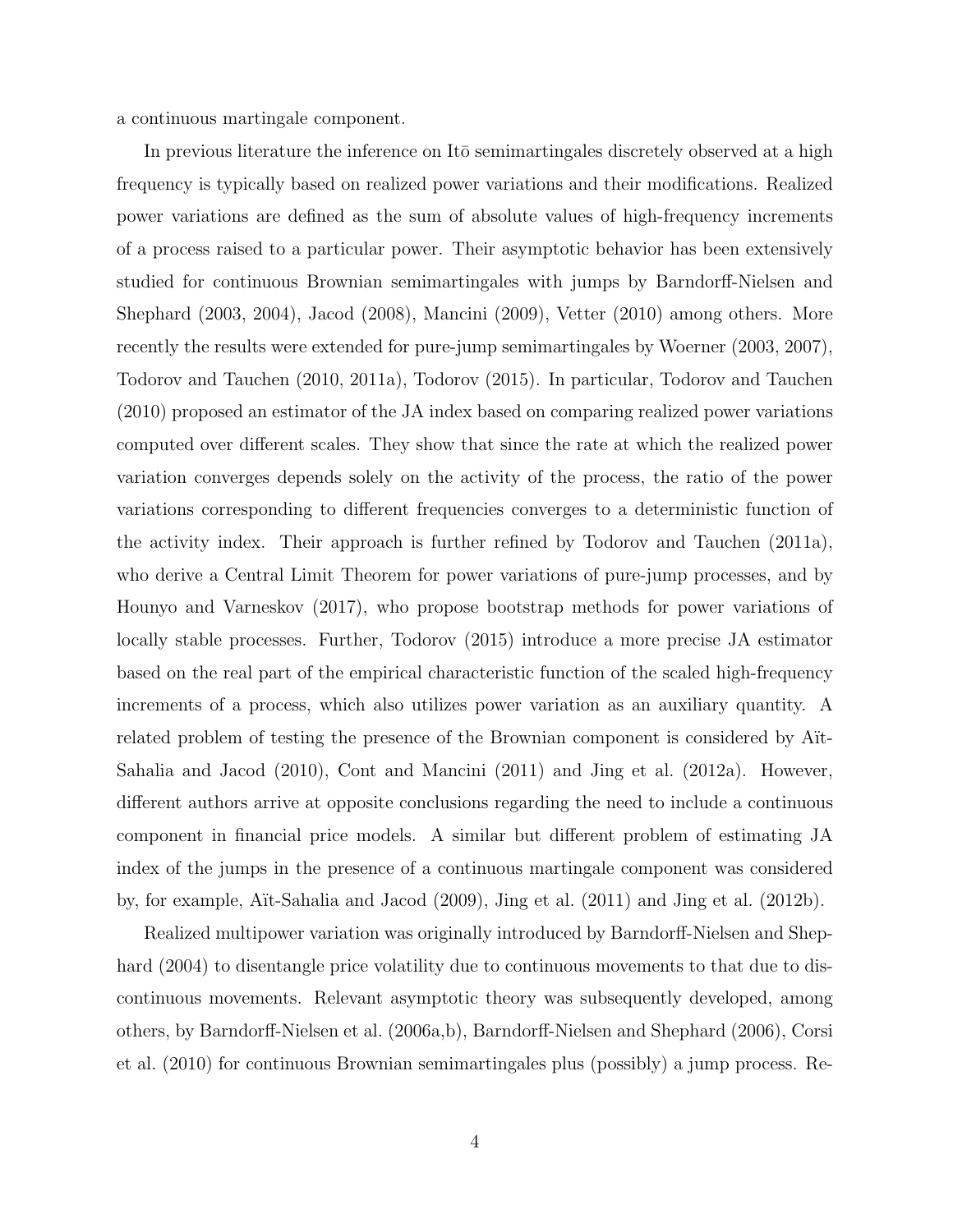a continuous martingale component.

In previous literature the inference on Itō semimartingales discretely observed at a high frequency is typically based on realized power variations and their modifications. Realized power variations are defined as the sum of absolute values of high-frequency increments of a process raised to a particular power. Their asymptotic behavior has been extensively studied for continuous Brownian semimartingales with jumps by Barndorff-Nielsen and Shephard (2003, 2004), Jacod (2008), Mancini (2009), Vetter (2010) among others. More recently the results were extended for pure-jump semimartingales by Woerner (2003, 2007), Todorov and Tauchen (2010, 2011a), Todorov (2015). In particular, Todorov and Tauchen (2010) proposed an estimator of the JA index based on comparing realized power variations computed over different scales. They show that since the rate at which the realized power variation converges depends solely on the activity of the process, the ratio of the power variations corresponding to different frequencies converges to a deterministic function of the activity index. Their approach is further refined by Todorov and Tauchen (2011a), who derive a Central Limit Theorem for power variations of pure-jump processes, and by Hounyo and Varneskov (2017), who propose bootstrap methods for power variations of locally stable processes. Further, Todorov (2015) introduce a more precise JA estimator based on the real part of the empirical characteristic function of the scaled high-frequency increments of a process, which also utilizes power variation as an auxiliary quantity. A related problem of testing the presence of the Brownian component is considered by Aït-Sahalia and Jacod (2010), Cont and Mancini (2011) and Jing et al. (2012a). However, different authors arrive at opposite conclusions regarding the need to include a continuous component in financial price models. A similar but different problem of estimating JA index of the jumps in the presence of a continuous martingale component was considered by, for example, Aït-Sahalia and Jacod (2009), Jing et al. (2011) and Jing et al. (2012b).

Realized multipower variation was originally introduced by Barndorff-Nielsen and Shephard (2004) to disentangle price volatility due to continuous movements to that due to discontinuous movements. Relevant asymptotic theory was subsequently developed, among others, by Barndorff-Nielsen et al. (2006a,b), Barndorff-Nielsen and Shephard (2006), Corsi et al. (2010) for continuous Brownian semimartingales plus (possibly) a jump process. Re-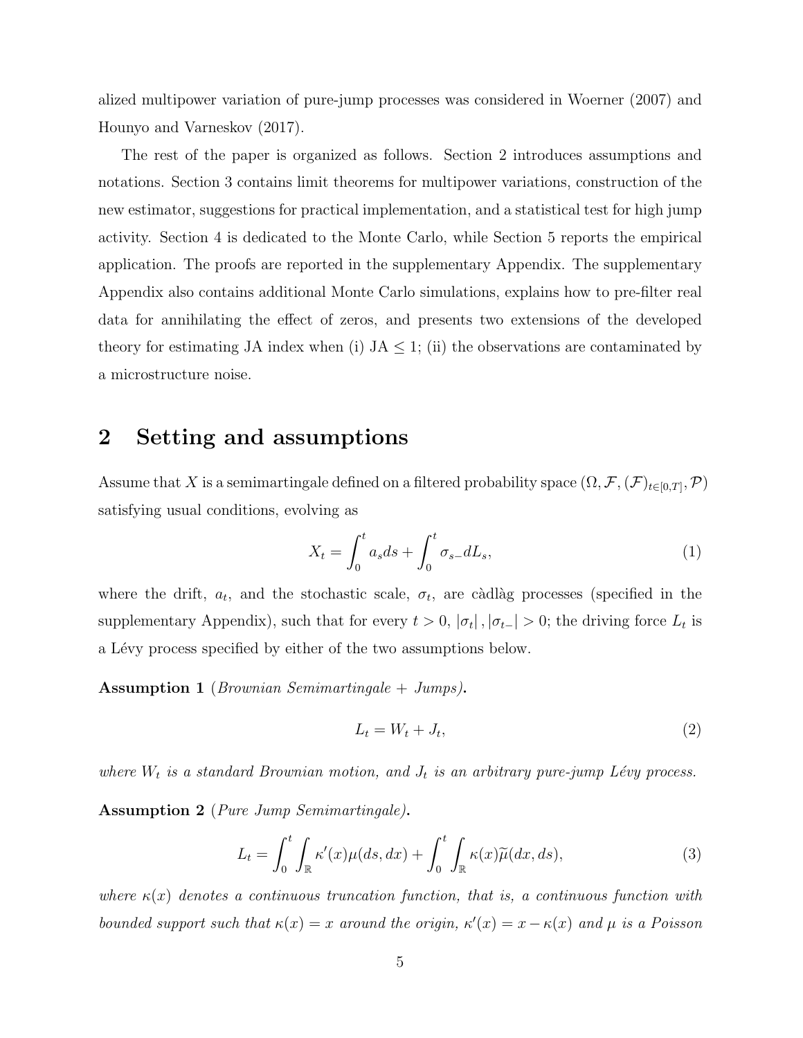alized multipower variation of pure-jump processes was considered in Woerner (2007) and Hounyo and Varneskov (2017).

The rest of the paper is organized as follows. Section 2 introduces assumptions and notations. Section 3 contains limit theorems for multipower variations, construction of the new estimator, suggestions for practical implementation, and a statistical test for high jump activity. Section 4 is dedicated to the Monte Carlo, while Section 5 reports the empirical application. The proofs are reported in the supplementary Appendix. The supplementary Appendix also contains additional Monte Carlo simulations, explains how to pre-filter real data for annihilating the effect of zeros, and presents two extensions of the developed theory for estimating JA index when (i) JA $\leq 1$; (ii) the observations are contaminated by a microstructure noise.

## 2 Setting and assumptions

Assume that $X$ is a semimartingale defined on a filtered probability space $(\Omega, \mathcal{F}, (\mathcal{F})_{t\in[0,T]}, \mathcal{P})$ satisfying usual conditions, evolving as

$$X_t = \int_0^t a_s ds + \int_0^t \sigma_{s-} dL_s, \tag{1}$$

where the drift, $a_t$, and the stochastic scale, $\sigma_t$, are càdlàg processes (specified in the supplementary Appendix), such that for every $t > 0$, $|\sigma_t|, |\sigma_{t-}| > 0$; the driving force $L_t$ is a Lévy process specified by either of the two assumptions below.

**Assumption 1** (*Brownian Semimartingale + Jumps*)**.**

$$L_t = W_t + J_t, \tag{2}$$

*where $W_t$ is a standard Brownian motion, and $J_t$ is an arbitrary pure-jump Lévy process.*

**Assumption 2** (*Pure Jump Semimartingale*)**.**

$$L_t = \int_0^t \int_{\mathbb{R}} \kappa'(x)\mu(ds, dx) + \int_0^t \int_{\mathbb{R}} \kappa(x)\widetilde{\mu}(dx, ds), \tag{3}$$

*where $\kappa(x)$ denotes a continuous truncation function, that is, a continuous function with bounded support such that $\kappa(x) = x$ around the origin, $\kappa'(x) = x - \kappa(x)$ and $\mu$ is a Poisson*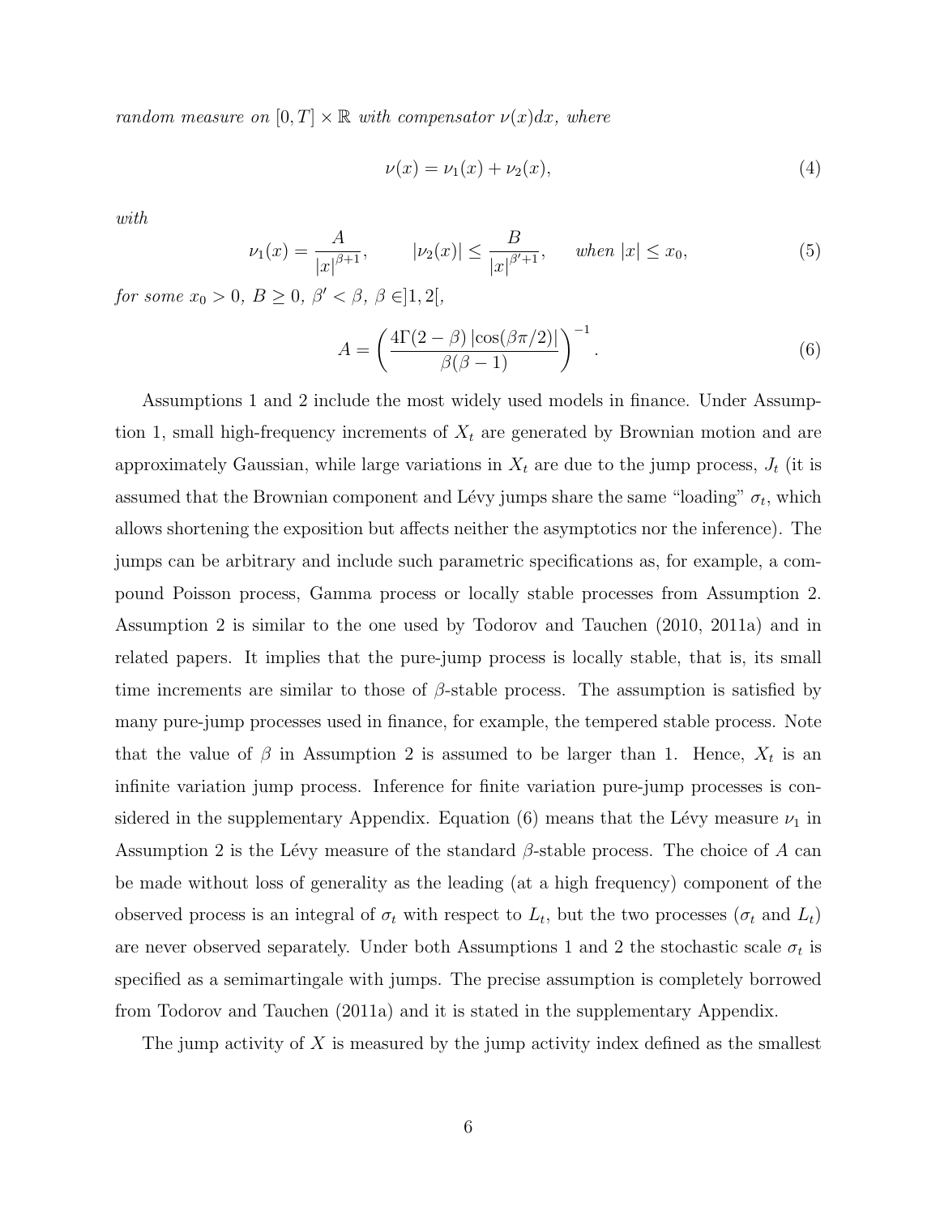*random measure on* $[0, T] \times \mathbb{R}$ *with compensator* $\nu(x)dx$, *where*

$$\nu(x) = \nu_1(x) + \nu_2(x), \tag{4}$$

*with*

$$\nu_1(x) = \frac{A}{|x|^{\beta+1}}, \qquad |\nu_2(x)| \leq \frac{B}{|x|^{\beta'+1}}, \qquad \text{when } |x| \leq x_0, \tag{5}$$

*for some* $x_0 > 0$, $B \geq 0$, $\beta' < \beta$, $\beta \in ]1, 2[$,

$$A = \left( \frac{4\Gamma(2-\beta) \left|\cos(\beta\pi/2)\right|}{\beta(\beta-1)} \right)^{-1}. \tag{6}$$

Assumptions 1 and 2 include the most widely used models in finance. Under Assumption 1, small high-frequency increments of $X_t$ are generated by Brownian motion and are approximately Gaussian, while large variations in $X_t$ are due to the jump process, $J_t$ (it is assumed that the Brownian component and Lévy jumps share the same "loading" $\sigma_t$, which allows shortening the exposition but affects neither the asymptotics nor the inference). The jumps can be arbitrary and include such parametric specifications as, for example, a compound Poisson process, Gamma process or locally stable processes from Assumption 2. Assumption 2 is similar to the one used by Todorov and Tauchen (2010, 2011a) and in related papers. It implies that the pure-jump process is locally stable, that is, its small time increments are similar to those of $\beta$-stable process. The assumption is satisfied by many pure-jump processes used in finance, for example, the tempered stable process. Note that the value of $\beta$ in Assumption 2 is assumed to be larger than 1. Hence, $X_t$ is an infinite variation jump process. Inference for finite variation pure-jump processes is considered in the supplementary Appendix. Equation (6) means that the Lévy measure $\nu_1$ in Assumption 2 is the Lévy measure of the standard $\beta$-stable process. The choice of $A$ can be made without loss of generality as the leading (at a high frequency) component of the observed process is an integral of $\sigma_t$ with respect to $L_t$, but the two processes ($\sigma_t$ and $L_t$) are never observed separately. Under both Assumptions 1 and 2 the stochastic scale $\sigma_t$ is specified as a semimartingale with jumps. The precise assumption is completely borrowed from Todorov and Tauchen (2011a) and it is stated in the supplementary Appendix.

The jump activity of $X$ is measured by the jump activity index defined as the smallest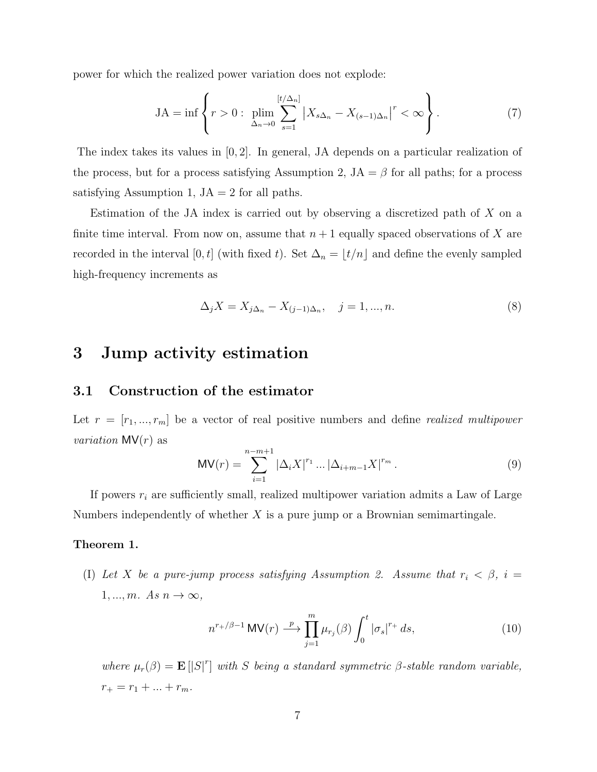power for which the realized power variation does not explode:

$$\text{JA} = \inf \left\{ r > 0 : \ \operatorname*{plim}_{\Delta_n \to 0} \sum_{s=1}^{[t/\Delta_n]} \left| X_{s\Delta_n} - X_{(s-1)\Delta_n} \right|^r < \infty \right\}. \tag{7}$$

The index takes its values in $[0, 2]$. In general, JA depends on a particular realization of the process, but for a process satisfying Assumption 2, JA $= \beta$ for all paths; for a process satisfying Assumption 1, JA $= 2$ for all paths.

Estimation of the JA index is carried out by observing a discretized path of $X$ on a finite time interval. From now on, assume that $n + 1$ equally spaced observations of $X$ are recorded in the interval $[0, t]$ (with fixed $t$). Set $\Delta_n = \lfloor t/n \rfloor$ and define the evenly sampled high-frequency increments as

$$\Delta_j X = X_{j\Delta_n} - X_{(j-1)\Delta_n}, \quad j = 1, ..., n. \tag{8}$$

# 3 Jump activity estimation

## 3.1 Construction of the estimator

Let $r = [r_1, ..., r_m]$ be a vector of real positive numbers and define *realized multipower variation* $\mathsf{MV}(r)$ as

$$\mathsf{MV}(r) = \sum_{i=1}^{n-m+1} |\Delta_i X|^{r_1} ... |\Delta_{i+m-1} X|^{r_m}. \tag{9}$$

If powers $r_i$ are sufficiently small, realized multipower variation admits a Law of Large Numbers independently of whether $X$ is a pure jump or a Brownian semimartingale.

**Theorem 1.**

(I) *Let $X$ be a pure-jump process satisfying Assumption 2. Assume that $r_i < \beta$, $i = 1, ..., m$. As $n \to \infty$,*

$$n^{r_+/\beta - 1} \, \mathsf{MV}(r) \xrightarrow{p} \prod_{j=1}^{m} \mu_{r_j}(\beta) \int_0^t |\sigma_s|^{r_+} \, ds, \tag{10}$$

*where $\mu_r(\beta) = \mathbf{E}\left[|S|^r\right]$ with $S$ being a standard symmetric $\beta$-stable random variable, $r_+ = r_1 + ... + r_m$.*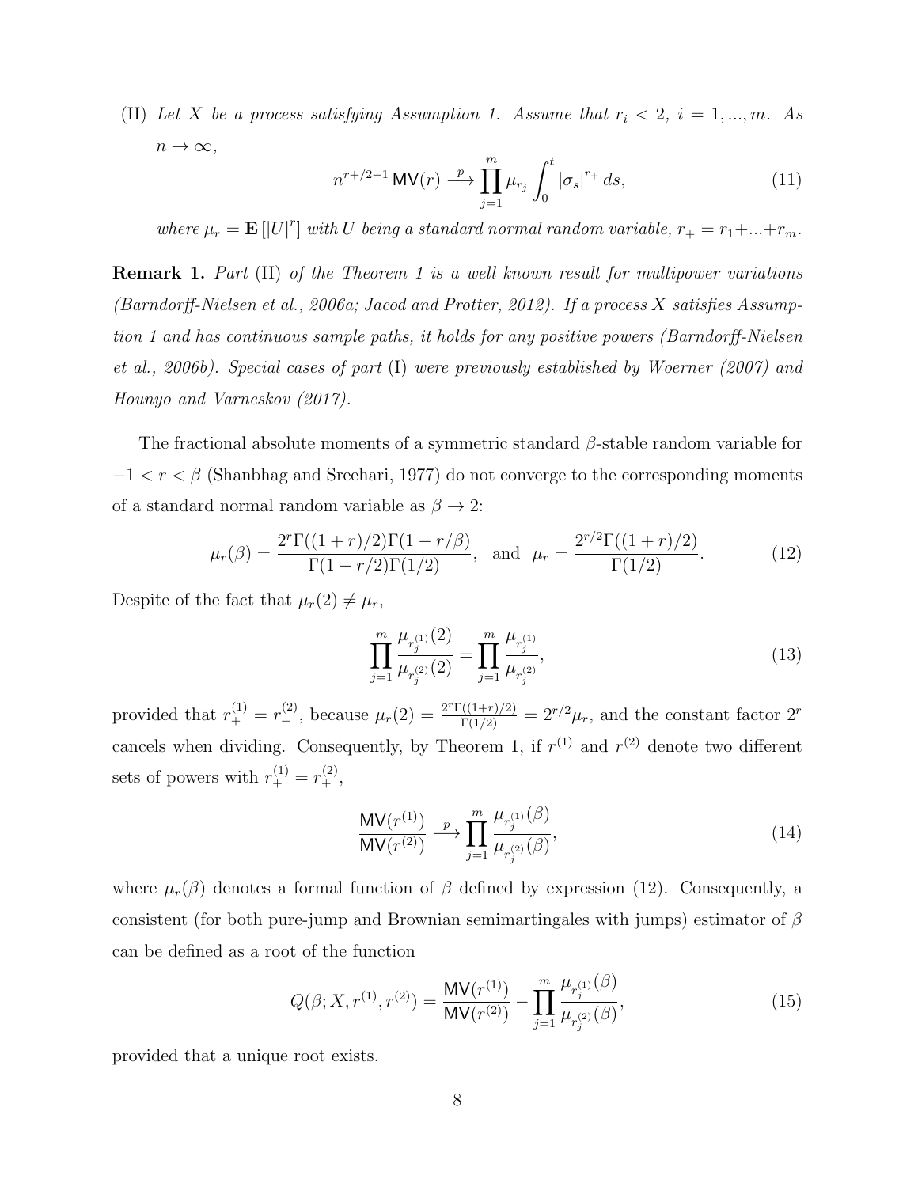(II) *Let $X$ be a process satisfying Assumption 1. Assume that $r_i < 2$, $i = 1, ..., m$. As $n \to \infty$,*

$$n^{r_+/2-1}\,\mathsf{MV}(r) \xrightarrow{\;p\;} \prod_{j=1}^{m} \mu_{r_j} \int_0^t |\sigma_s|^{r_+}\, ds, \tag{11}$$

*where $\mu_r = \mathbf{E}\left[|U|^r\right]$ with $U$ being a standard normal random variable, $r_+ = r_1 + ... + r_m$.*

**Remark 1.** *Part* (II) *of the Theorem 1 is a well known result for multipower variations (Barndorff-Nielsen et al., 2006a; Jacod and Protter, 2012). If a process $X$ satisfies Assumption 1 and has continuous sample paths, it holds for any positive powers (Barndorff-Nielsen et al., 2006b). Special cases of part* (I) *were previously established by Woerner (2007) and Hounyo and Varneskov (2017).*

The fractional absolute moments of a symmetric standard $\beta$-stable random variable for $-1 < r < \beta$ (Shanbhag and Sreehari, 1977) do not converge to the corresponding moments of a standard normal random variable as $\beta \to 2$:

$$\mu_r(\beta) = \frac{2^r \Gamma((1+r)/2)\Gamma(1 - r/\beta)}{\Gamma(1 - r/2)\Gamma(1/2)}, \quad \text{and} \quad \mu_r = \frac{2^{r/2}\Gamma((1+r)/2)}{\Gamma(1/2)}. \tag{12}$$

Despite of the fact that $\mu_r(2) \neq \mu_r$,

$$\prod_{j=1}^{m} \frac{\mu_{r_j^{(1)}}(2)}{\mu_{r_j^{(2)}}(2)} = \prod_{j=1}^{m} \frac{\mu_{r_j^{(1)}}}{\mu_{r_j^{(2)}}}, \tag{13}$$

provided that $r_+^{(1)} = r_+^{(2)}$, because $\mu_r(2) = \frac{2^r\Gamma((1+r)/2)}{\Gamma(1/2)} = 2^{r/2}\mu_r$, and the constant factor $2^r$ cancels when dividing. Consequently, by Theorem 1, if $r^{(1)}$ and $r^{(2)}$ denote two different sets of powers with $r_+^{(1)} = r_+^{(2)}$,

$$\frac{\mathsf{MV}(r^{(1)})}{\mathsf{MV}(r^{(2)})} \xrightarrow{\;p\;} \prod_{j=1}^{m} \frac{\mu_{r_j^{(1)}}(\beta)}{\mu_{r_j^{(2)}}(\beta)}, \tag{14}$$

where $\mu_r(\beta)$ denotes a formal function of $\beta$ defined by expression (12). Consequently, a consistent (for both pure-jump and Brownian semimartingales with jumps) estimator of $\beta$ can be defined as a root of the function

$$Q(\beta; X, r^{(1)}, r^{(2)}) = \frac{\mathsf{MV}(r^{(1)})}{\mathsf{MV}(r^{(2)})} - \prod_{j=1}^{m} \frac{\mu_{r_j^{(1)}}(\beta)}{\mu_{r_j^{(2)}}(\beta)}, \tag{15}$$

provided that a unique root exists.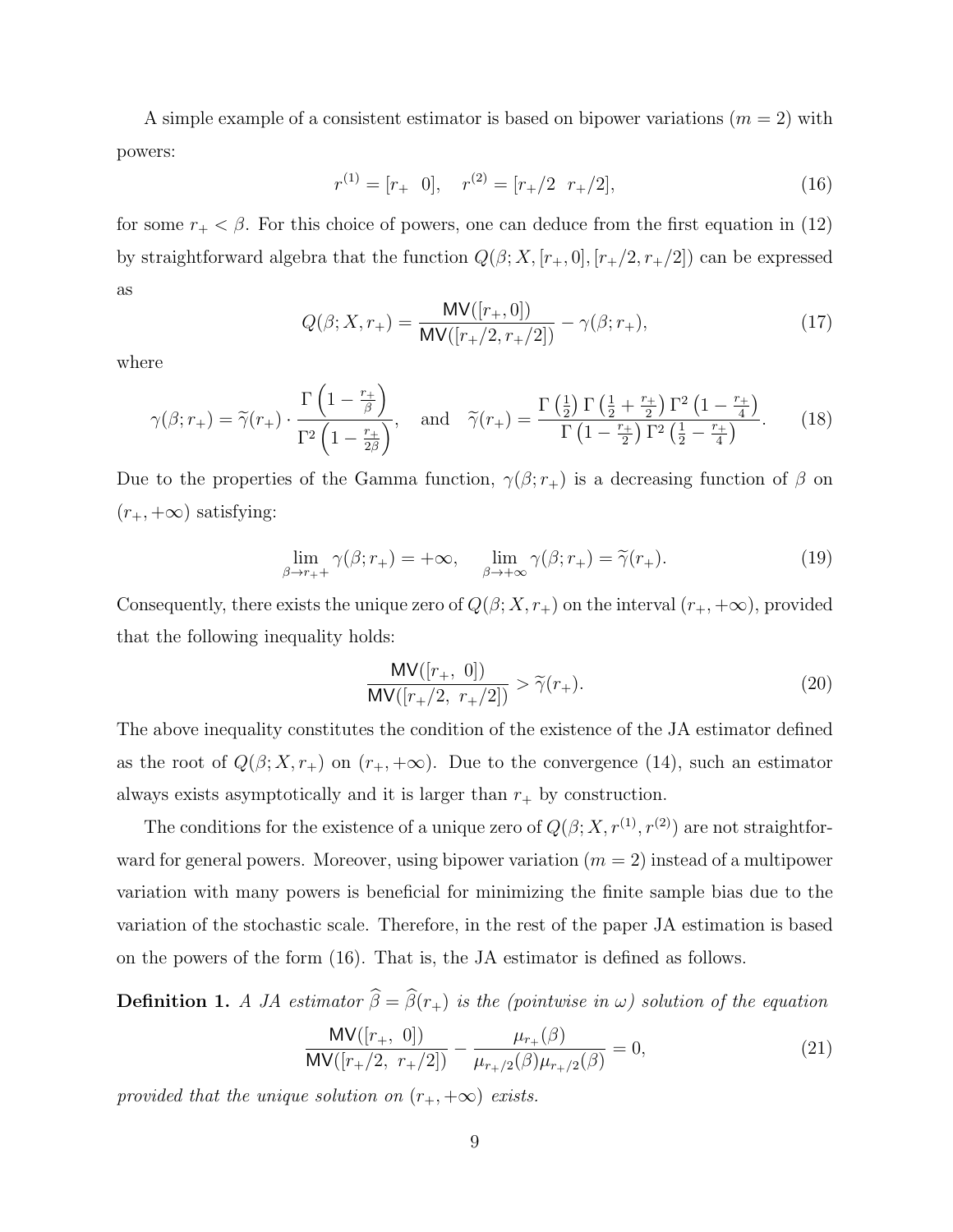A simple example of a consistent estimator is based on bipower variations ($m = 2$) with powers:

$$r^{(1)} = [r_+ \;\; 0], \quad r^{(2)} = [r_+/2 \;\; r_+/2], \tag{16}$$

for some $r_+ < \beta$. For this choice of powers, one can deduce from the first equation in (12) by straightforward algebra that the function $Q(\beta; X, [r_+, 0], [r_+/2, r_+/2])$ can be expressed as

$$Q(\beta; X, r_+) = \frac{\mathsf{MV}([r_+, 0])}{\mathsf{MV}([r_+/2, r_+/2])} - \gamma(\beta; r_+), \tag{17}$$

where

$$\gamma(\beta; r_+) = \widetilde{\gamma}(r_+) \cdot \frac{\Gamma\left(1 - \frac{r_+}{\beta}\right)}{\Gamma^2\left(1 - \frac{r_+}{2\beta}\right)}, \quad \text{and} \quad \widetilde{\gamma}(r_+) = \frac{\Gamma\left(\frac{1}{2}\right)\Gamma\left(\frac{1}{2} + \frac{r_+}{2}\right)\Gamma^2\left(1 - \frac{r_+}{4}\right)}{\Gamma\left(1 - \frac{r_+}{2}\right)\Gamma^2\left(\frac{1}{2} - \frac{r_+}{4}\right)}. \tag{18}$$

Due to the properties of the Gamma function, $\gamma(\beta; r_+)$ is a decreasing function of $\beta$ on $(r_+, +\infty)$ satisfying:

$$\lim_{\beta \to r_+ +} \gamma(\beta; r_+) = +\infty, \quad \lim_{\beta \to +\infty} \gamma(\beta; r_+) = \widetilde{\gamma}(r_+). \tag{19}$$

Consequently, there exists the unique zero of $Q(\beta; X, r_+)$ on the interval $(r_+, +\infty)$, provided that the following inequality holds:

$$\frac{\mathsf{MV}([r_+, \; 0])}{\mathsf{MV}([r_+/2, \; r_+/2])} > \widetilde{\gamma}(r_+). \tag{20}$$

The above inequality constitutes the condition of the existence of the JA estimator defined as the root of $Q(\beta; X, r_+)$ on $(r_+, +\infty)$. Due to the convergence (14), such an estimator always exists asymptotically and it is larger than $r_+$ by construction.

The conditions for the existence of a unique zero of $Q(\beta; X, r^{(1)}, r^{(2)})$ are not straightforward for general powers. Moreover, using bipower variation ($m = 2$) instead of a multipower variation with many powers is beneficial for minimizing the finite sample bias due to the variation of the stochastic scale. Therefore, in the rest of the paper JA estimation is based on the powers of the form (16). That is, the JA estimator is defined as follows.

**Definition 1.** *A JA estimator $\widehat{\beta} = \widehat{\beta}(r_+)$ is the (pointwise in $\omega$) solution of the equation*

$$\frac{\mathsf{MV}([r_+, \; 0])}{\mathsf{MV}([r_+/2, \; r_+/2])} - \frac{\mu_{r_+}(\beta)}{\mu_{r_+/2}(\beta)\mu_{r_+/2}(\beta)} = 0, \tag{21}$$

*provided that the unique solution on $(r_+, +\infty)$ exists.*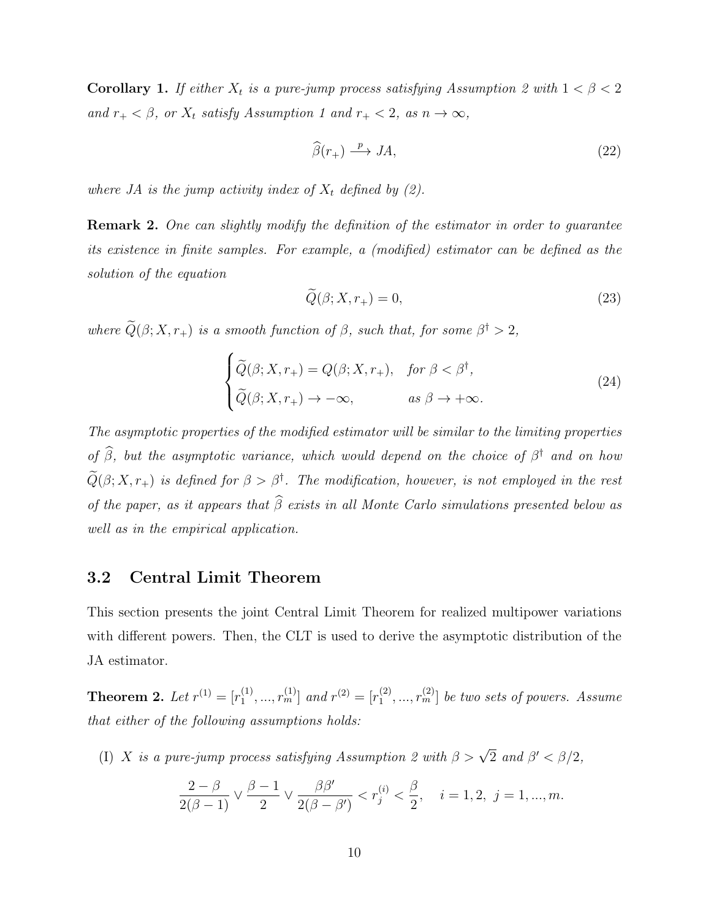**Corollary 1.** *If either $X_t$ is a pure-jump process satisfying Assumption 2 with $1 < \beta < 2$ and $r_+ < \beta$, or $X_t$ satisfy Assumption 1 and $r_+ < 2$, as $n \to \infty$,*

$$\widehat{\beta}(r_+) \xrightarrow{p} JA, \tag{22}$$

*where $JA$ is the jump activity index of $X_t$ defined by (2).*

**Remark 2.** *One can slightly modify the definition of the estimator in order to guarantee its existence in finite samples. For example, a (modified) estimator can be defined as the solution of the equation*

$$\widetilde{Q}(\beta; X, r_+) = 0, \tag{23}$$

*where $\widetilde{Q}(\beta; X, r_+)$ is a smooth function of $\beta$, such that, for some $\beta^\dagger > 2$,*

$$\begin{cases} \widetilde{Q}(\beta; X, r_+) = Q(\beta; X, r_+), & \text{for } \beta < \beta^\dagger, \\ \widetilde{Q}(\beta; X, r_+) \to -\infty, & \text{as } \beta \to +\infty. \end{cases} \tag{24}$$

*The asymptotic properties of the modified estimator will be similar to the limiting properties of $\widehat{\beta}$, but the asymptotic variance, which would depend on the choice of $\beta^\dagger$ and on how $\widetilde{Q}(\beta; X, r_+)$ is defined for $\beta > \beta^\dagger$. The modification, however, is not employed in the rest of the paper, as it appears that $\widehat{\beta}$ exists in all Monte Carlo simulations presented below as well as in the empirical application.*

## 3.2 Central Limit Theorem

This section presents the joint Central Limit Theorem for realized multipower variations with different powers. Then, the CLT is used to derive the asymptotic distribution of the JA estimator.

**Theorem 2.** *Let $r^{(1)} = [r_1^{(1)}, ..., r_m^{(1)}]$ and $r^{(2)} = [r_1^{(2)}, ..., r_m^{(2)}]$ be two sets of powers. Assume that either of the following assumptions holds:*

(I) *$X$ is a pure-jump process satisfying Assumption 2 with $\beta > \sqrt{2}$ and $\beta' < \beta/2$,*

$$\frac{2-\beta}{2(\beta-1)} \vee \frac{\beta-1}{2} \vee \frac{\beta\beta'}{2(\beta-\beta')} < r_j^{(i)} < \frac{\beta}{2}, \quad i = 1, 2, \ j = 1, ..., m.$$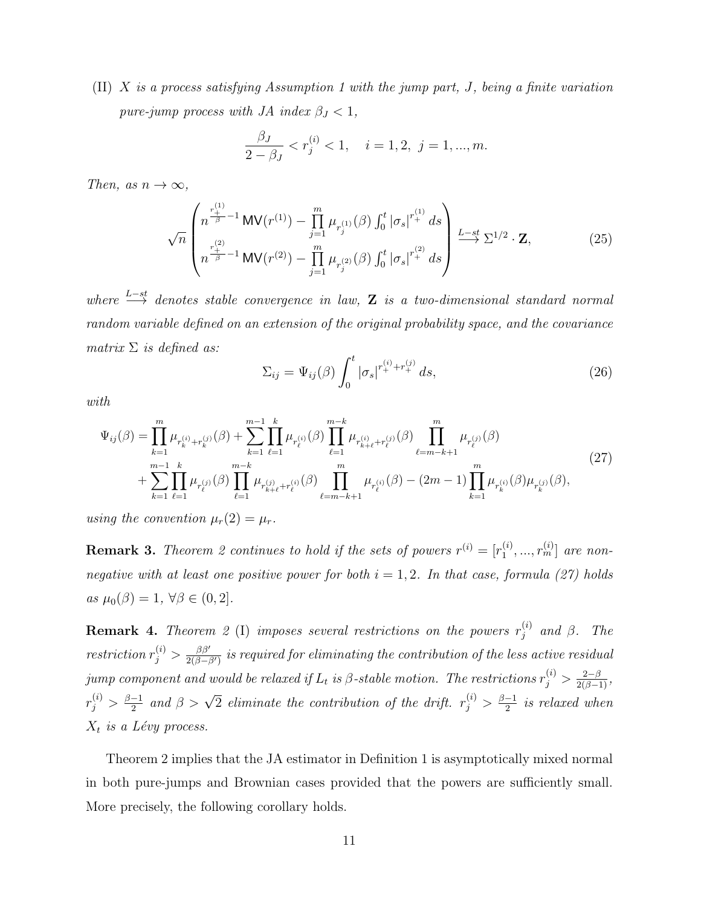(II) *$X$ is a process satisfying Assumption 1 with the jump part, $J$, being a finite variation pure-jump process with JA index $\beta_J < 1$,*

$$\frac{\beta_J}{2-\beta_J} < r_j^{(i)} < 1, \quad i = 1, 2, \; j = 1, ..., m.$$

*Then, as $n \to \infty$,*

$$\sqrt{n} \begin{pmatrix} n^{\frac{r_+^{(1)}}{\beta}-1} \, \mathsf{MV}(r^{(1)}) - \prod_{j=1}^{m} \mu_{r_j^{(1)}}(\beta) \int_0^t |\sigma_s|^{r_+^{(1)}} \, ds \\ n^{\frac{r_+^{(2)}}{\beta}-1} \, \mathsf{MV}(r^{(2)}) - \prod_{j=1}^{m} \mu_{r_j^{(2)}}(\beta) \int_0^t |\sigma_s|^{r_+^{(2)}} \, ds \end{pmatrix} \xrightarrow{L-st} \Sigma^{1/2} \cdot \mathbf{Z}, \tag{25}$$

*where $\xrightarrow{L-st}$ denotes stable convergence in law, $\mathbf{Z}$ is a two-dimensional standard normal random variable defined on an extension of the original probability space, and the covariance matrix $\Sigma$ is defined as:*

$$\Sigma_{ij} = \Psi_{ij}(\beta) \int_0^t |\sigma_s|^{r_+^{(i)}+r_+^{(j)}} \, ds, \tag{26}$$

*with*

$$\begin{aligned} \Psi_{ij}(\beta) = &\prod_{k=1}^{m} \mu_{r_k^{(i)}+r_k^{(j)}}(\beta) + \sum_{k=1}^{m-1} \prod_{\ell=1}^{k} \mu_{r_\ell^{(i)}}(\beta) \prod_{\ell=1}^{m-k} \mu_{r_{k+\ell}^{(i)}+r_\ell^{(j)}}(\beta) \prod_{\ell=m-k+1}^{m} \mu_{r_\ell^{(j)}}(\beta) \\ &+ \sum_{k=1}^{m-1} \prod_{\ell=1}^{k} \mu_{r_\ell^{(j)}}(\beta) \prod_{\ell=1}^{m-k} \mu_{r_{k+\ell}^{(j)}+r_\ell^{(i)}}(\beta) \prod_{\ell=m-k+1}^{m} \mu_{r_\ell^{(i)}}(\beta) - (2m-1) \prod_{k=1}^{m} \mu_{r_k^{(i)}}(\beta) \mu_{r_k^{(j)}}(\beta), \end{aligned} \tag{27}$$

*using the convention $\mu_r(2) = \mu_r$.*

**Remark 3.** *Theorem 2 continues to hold if the sets of powers $r^{(i)} = [r_1^{(i)}, ..., r_m^{(i)}]$ are non-negative with at least one positive power for both $i = 1, 2$. In that case, formula (27) holds as $\mu_0(\beta) = 1$, $\forall \beta \in (0, 2]$.*

**Remark 4.** *Theorem 2* (I) *imposes several restrictions on the powers $r_j^{(i)}$ and $\beta$. The restriction $r_j^{(i)} > \frac{\beta\beta'}{2(\beta-\beta')}$ is required for eliminating the contribution of the less active residual jump component and would be relaxed if $L_t$ is $\beta$-stable motion. The restrictions $r_j^{(i)} > \frac{2-\beta}{2(\beta-1)}$, $r_j^{(i)} > \frac{\beta-1}{2}$ and $\beta > \sqrt{2}$ eliminate the contribution of the drift. $r_j^{(i)} > \frac{\beta-1}{2}$ is relaxed when $X_t$ is a Lévy process.*

Theorem 2 implies that the JA estimator in Definition 1 is asymptotically mixed normal in both pure-jumps and Brownian cases provided that the powers are sufficiently small. More precisely, the following corollary holds.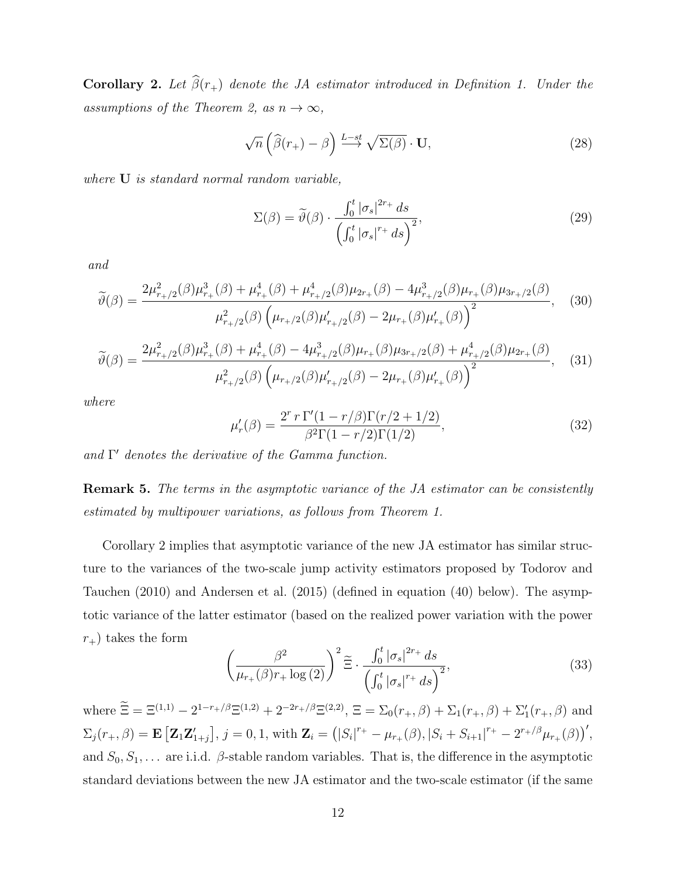**Corollary 2.** *Let $\widehat{\beta}(r_+)$ denote the JA estimator introduced in Definition 1. Under the assumptions of the Theorem 2, as $n \to \infty$,*

$$\sqrt{n}\left(\widehat{\beta}(r_+) - \beta\right) \xrightarrow{L-st} \sqrt{\Sigma(\beta)} \cdot \mathbf{U}, \tag{28}$$

*where $\mathbf{U}$ is standard normal random variable,*

$$\Sigma(\beta) = \widetilde{\vartheta}(\beta) \cdot \frac{\int_0^t |\sigma_s|^{2r_+} \, ds}{\left(\int_0^t |\sigma_s|^{r_+} \, ds\right)^2}, \tag{29}$$

*and*

$$\widetilde{\vartheta}(\beta) = \frac{2\mu^2_{r_+/2}(\beta)\mu^3_{r_+}(\beta) + \mu^4_{r_+}(\beta) + \mu^4_{r_+/2}(\beta)\mu_{2r_+}(\beta) - 4\mu^3_{r_+/2}(\beta)\mu_{r_+}(\beta)\mu_{3r_+/2}(\beta)}{\mu^2_{r_+/2}(\beta)\left(\mu_{r_+/2}(\beta)\mu'_{r_+/2}(\beta) - 2\mu_{r_+}(\beta)\mu'_{r_+}(\beta)\right)^2}, \tag{30}$$

$$\widetilde{\vartheta}(\beta) = \frac{2\mu^2_{r_+/2}(\beta)\mu^3_{r_+}(\beta) + \mu^4_{r_+}(\beta) - 4\mu^3_{r_+/2}(\beta)\mu_{r_+}(\beta)\mu_{3r_+/2}(\beta) + \mu^4_{r_+/2}(\beta)\mu_{2r_+}(\beta)}{\mu^2_{r_+/2}(\beta)\left(\mu_{r_+/2}(\beta)\mu'_{r_+/2}(\beta) - 2\mu_{r_+}(\beta)\mu'_{r_+}(\beta)\right)^2}, \tag{31}$$

*where*

$$\mu'_r(\beta) = \frac{2^r \, r \, \Gamma'(1 - r/\beta)\Gamma(r/2 + 1/2)}{\beta^2 \Gamma(1 - r/2)\Gamma(1/2)}, \tag{32}$$

*and $\Gamma'$ denotes the derivative of the Gamma function.*

**Remark 5.** *The terms in the asymptotic variance of the JA estimator can be consistently estimated by multipower variations, as follows from Theorem 1.*

Corollary 2 implies that asymptotic variance of the new JA estimator has similar structure to the variances of the two-scale jump activity estimators proposed by Todorov and Tauchen (2010) and Andersen et al. (2015) (defined in equation (40) below). The asymptotic variance of the latter estimator (based on the realized power variation with the power $r_+$) takes the form

$$\left(\frac{\beta^2}{\mu_{r_+}(\beta) r_+ \log(2)}\right)^2 \widetilde{\Xi} \cdot \frac{\int_0^t |\sigma_s|^{2r_+} \, ds}{\left(\int_0^t |\sigma_s|^{r_+} \, ds\right)^2}, \tag{33}$$

where $\widetilde{\Xi} = \Xi^{(1,1)} - 2^{1-r_+/\beta}\Xi^{(1,2)} + 2^{-2r_+/\beta}\Xi^{(2,2)}$, $\Xi = \Sigma_0(r_+, \beta) + \Sigma_1(r_+, \beta) + \Sigma'_1(r_+, \beta)$ and $\Sigma_j(r_+, \beta) = \mathbf{E}\left[\mathbf{Z}_1 \mathbf{Z}'_{1+j}\right]$, $j = 0, 1$, with $\mathbf{Z}_i = \left(|S_i|^{r_+} - \mu_{r_+}(\beta), |S_i + S_{i+1}|^{r_+} - 2^{r_+/\beta}\mu_{r_+}(\beta)\right)'$, and $S_0, S_1, \ldots$ are i.i.d. $\beta$-stable random variables. That is, the difference in the asymptotic standard deviations between the new JA estimator and the two-scale estimator (if the same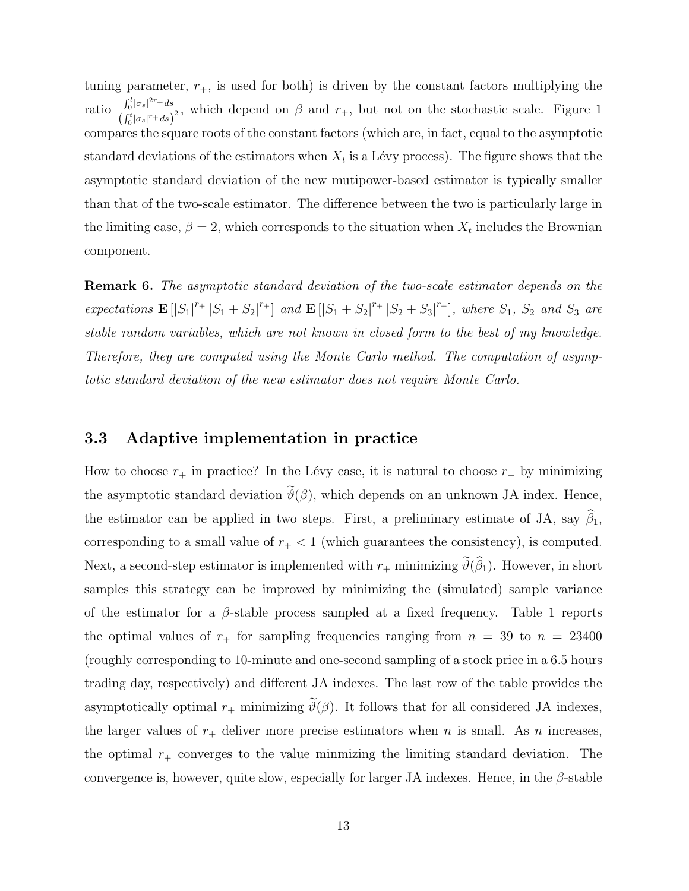tuning parameter, $r_+$, is used for both) is driven by the constant factors multiplying the ratio $\frac{\int_0^t |\sigma_s|^{2r_+} ds}{\left(\int_0^t |\sigma_s|^{r_+} ds\right)^2}$, which depend on $\beta$ and $r_+$, but not on the stochastic scale. Figure 1 compares the square roots of the constant factors (which are, in fact, equal to the asymptotic standard deviations of the estimators when $X_t$ is a Lévy process). The figure shows that the asymptotic standard deviation of the new mutipower-based estimator is typically smaller than that of the two-scale estimator. The difference between the two is particularly large in the limiting case, $\beta = 2$, which corresponds to the situation when $X_t$ includes the Brownian component.

**Remark 6.** *The asymptotic standard deviation of the two-scale estimator depends on the expectations* $\mathbf{E}\left[|S_1|^{r_+} |S_1 + S_2|^{r_+}\right]$ *and* $\mathbf{E}\left[|S_1 + S_2|^{r_+} |S_2 + S_3|^{r_+}\right]$*, where* $S_1$*,* $S_2$ *and* $S_3$ *are stable random variables, which are not known in closed form to the best of my knowledge. Therefore, they are computed using the Monte Carlo method. The computation of asymptotic standard deviation of the new estimator does not require Monte Carlo.*

### 3.3 Adaptive implementation in practice

How to choose $r_+$ in practice? In the Lévy case, it is natural to choose $r_+$ by minimizing the asymptotic standard deviation $\widetilde{\vartheta}(\beta)$, which depends on an unknown JA index. Hence, the estimator can be applied in two steps. First, a preliminary estimate of JA, say $\widehat{\beta}_1$, corresponding to a small value of $r_+ < 1$ (which guarantees the consistency), is computed. Next, a second-step estimator is implemented with $r_+$ minimizing $\widetilde{\vartheta}(\widehat{\beta}_1)$. However, in short samples this strategy can be improved by minimizing the (simulated) sample variance of the estimator for a $\beta$-stable process sampled at a fixed frequency. Table 1 reports the optimal values of $r_+$ for sampling frequencies ranging from $n = 39$ to $n = 23400$ (roughly corresponding to 10-minute and one-second sampling of a stock price in a 6.5 hours trading day, respectively) and different JA indexes. The last row of the table provides the asymptotically optimal $r_+$ minimizing $\widetilde{\vartheta}(\beta)$. It follows that for all considered JA indexes, the larger values of $r_+$ deliver more precise estimators when $n$ is small. As $n$ increases, the optimal $r_+$ converges to the value minmizing the limiting standard deviation. The convergence is, however, quite slow, especially for larger JA indexes. Hence, in the $\beta$-stable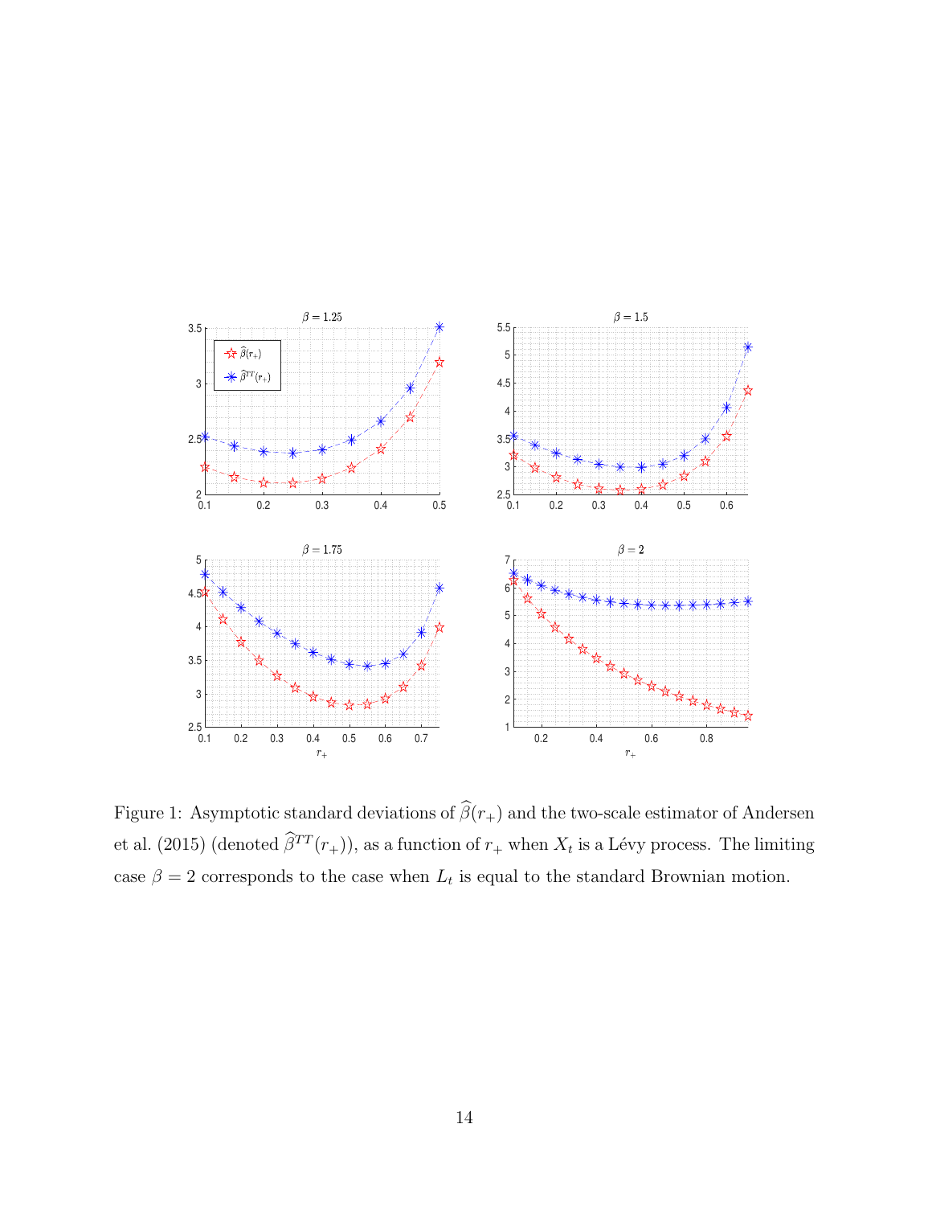Figure 1: Asymptotic standard deviations of $\widehat{\beta}(r_+)$ and the two-scale estimator of Andersen et al. (2015) (denoted $\widehat{\beta}^{TT}(r_+)$), as a function of $r_+$ when $X_t$ is a Lévy process. The limiting case $\beta = 2$ corresponds to the case when $L_t$ is equal to the standard Brownian motion.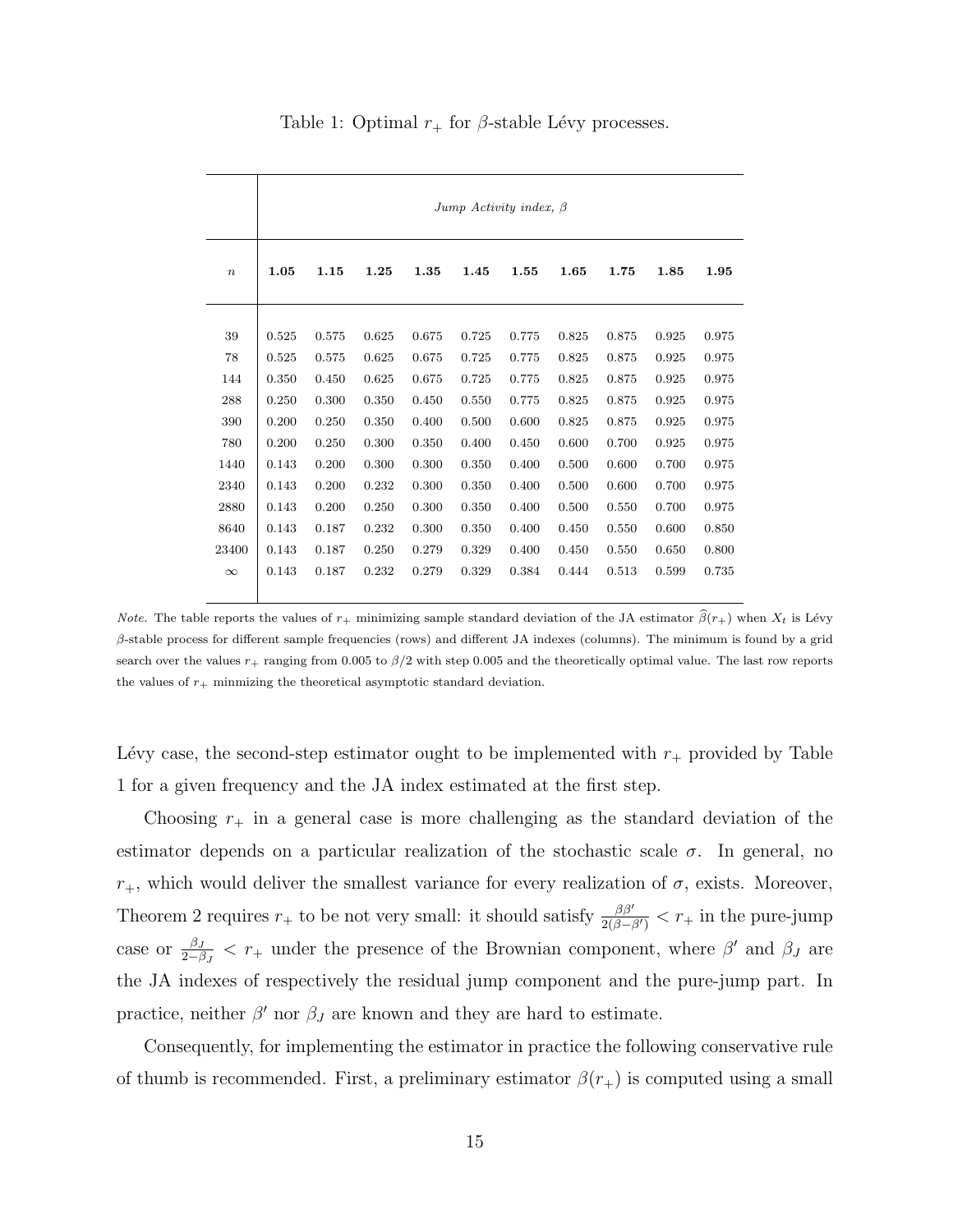Table 1: Optimal $r_+$ for $\beta$-stable Lévy processes.

| | *Jump Activity index, $\beta$* | | | | | | | | | |
|---|---|---|---|---|---|---|---|---|---|---|
| $n$ | **1.05** | **1.15** | **1.25** | **1.35** | **1.45** | **1.55** | **1.65** | **1.75** | **1.85** | **1.95** |
| 39 | 0.525 | 0.575 | 0.625 | 0.675 | 0.725 | 0.775 | 0.825 | 0.875 | 0.925 | 0.975 |
| 78 | 0.525 | 0.575 | 0.625 | 0.675 | 0.725 | 0.775 | 0.825 | 0.875 | 0.925 | 0.975 |
| 144 | 0.350 | 0.450 | 0.625 | 0.675 | 0.725 | 0.775 | 0.825 | 0.875 | 0.925 | 0.975 |
| 288 | 0.250 | 0.300 | 0.350 | 0.450 | 0.550 | 0.775 | 0.825 | 0.875 | 0.925 | 0.975 |
| 390 | 0.200 | 0.250 | 0.350 | 0.400 | 0.500 | 0.600 | 0.825 | 0.875 | 0.925 | 0.975 |
| 780 | 0.200 | 0.250 | 0.300 | 0.350 | 0.400 | 0.450 | 0.600 | 0.700 | 0.925 | 0.975 |
| 1440 | 0.143 | 0.200 | 0.300 | 0.300 | 0.350 | 0.400 | 0.500 | 0.600 | 0.700 | 0.975 |
| 2340 | 0.143 | 0.200 | 0.232 | 0.300 | 0.350 | 0.400 | 0.500 | 0.600 | 0.700 | 0.975 |
| 2880 | 0.143 | 0.200 | 0.250 | 0.300 | 0.350 | 0.400 | 0.500 | 0.550 | 0.700 | 0.975 |
| 8640 | 0.143 | 0.187 | 0.232 | 0.300 | 0.350 | 0.400 | 0.450 | 0.550 | 0.600 | 0.850 |
| 23400 | 0.143 | 0.187 | 0.250 | 0.279 | 0.329 | 0.400 | 0.450 | 0.550 | 0.650 | 0.800 |
| $\infty$ | 0.143 | 0.187 | 0.232 | 0.279 | 0.329 | 0.384 | 0.444 | 0.513 | 0.599 | 0.735 |

*Note.* The table reports the values of $r_+$ minimizing sample standard deviation of the JA estimator $\widehat{\beta}(r_+)$ when $X_t$ is Lévy $\beta$-stable process for different sample frequencies (rows) and different JA indexes (columns). The minimum is found by a grid search over the values $r_+$ ranging from 0.005 to $\beta/2$ with step 0.005 and the theoretically optimal value. The last row reports the values of $r_+$ minmizing the theoretical asymptotic standard deviation.

Lévy case, the second-step estimator ought to be implemented with $r_+$ provided by Table 1 for a given frequency and the JA index estimated at the first step.

Choosing $r_+$ in a general case is more challenging as the standard deviation of the estimator depends on a particular realization of the stochastic scale $\sigma$. In general, no $r_+$, which would deliver the smallest variance for every realization of $\sigma$, exists. Moreover, Theorem 2 requires $r_+$ to be not very small: it should satisfy $\frac{\beta\beta'}{2(\beta-\beta')} < r_+$ in the pure-jump case or $\frac{\beta_J}{2-\beta_J} < r_+$ under the presence of the Brownian component, where $\beta'$ and $\beta_J$ are the JA indexes of respectively the residual jump component and the pure-jump part. In practice, neither $\beta'$ nor $\beta_J$ are known and they are hard to estimate.

Consequently, for implementing the estimator in practice the following conservative rule of thumb is recommended. First, a preliminary estimator $\beta(r_+)$ is computed using a small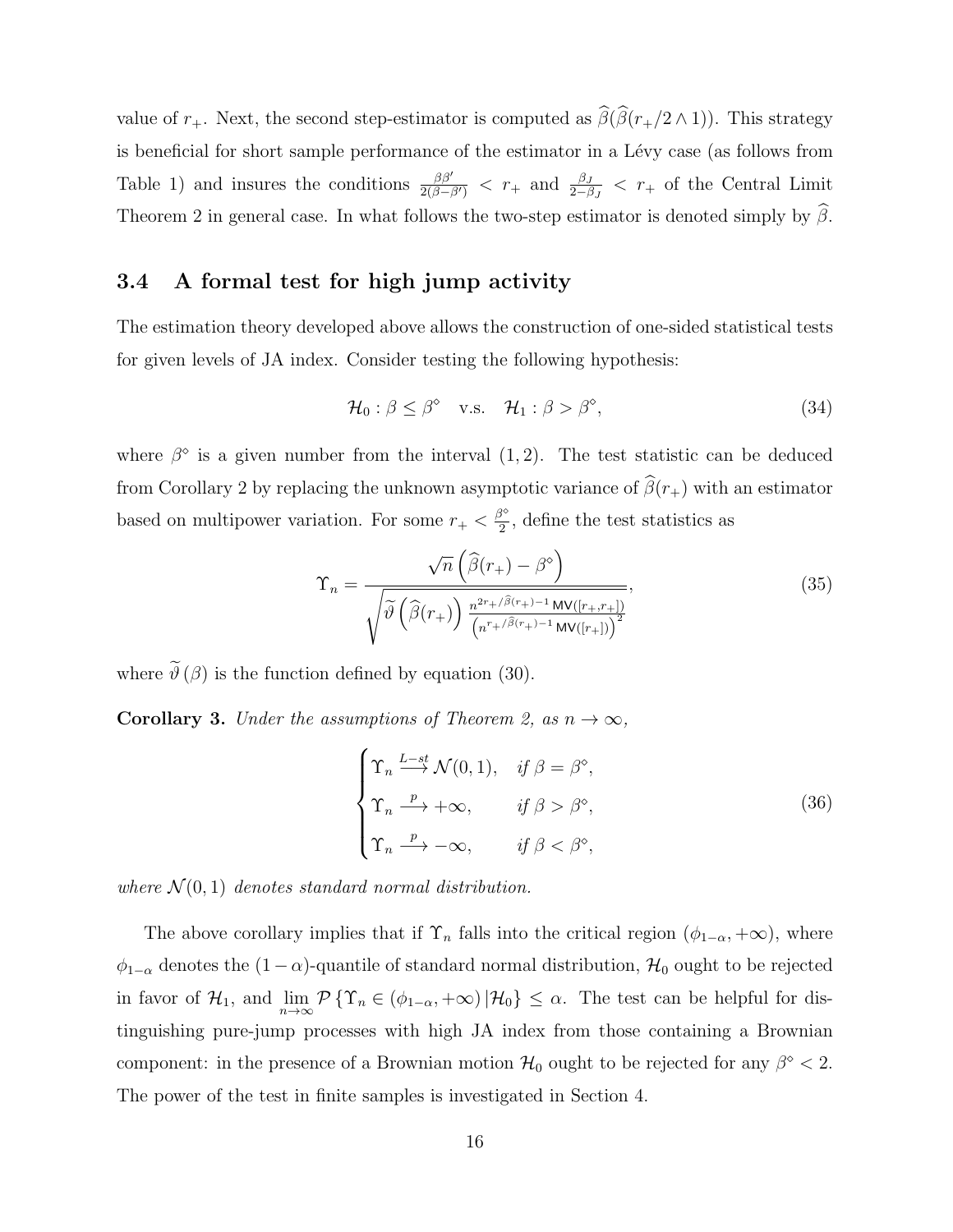value of $r_+$. Next, the second step-estimator is computed as $\widehat{\beta}(\widehat{\beta}(r_+/2 \wedge 1))$. This strategy is beneficial for short sample performance of the estimator in a Lévy case (as follows from Table 1) and insures the conditions $\frac{\beta\beta'}{2(\beta-\beta')} < r_+$ and $\frac{\beta_J}{2-\beta_J} < r_+$ of the Central Limit Theorem 2 in general case. In what follows the two-step estimator is denoted simply by $\widehat{\beta}$.

### 3.4 A formal test for high jump activity

The estimation theory developed above allows the construction of one-sided statistical tests for given levels of JA index. Consider testing the following hypothesis:

$$\mathcal{H}_0 : \beta \leq \beta^\diamond \quad \text{v.s.} \quad \mathcal{H}_1 : \beta > \beta^\diamond, \tag{34}$$

where $\beta^\diamond$ is a given number from the interval $(1, 2)$. The test statistic can be deduced from Corollary 2 by replacing the unknown asymptotic variance of $\widehat{\beta}(r_+)$ with an estimator based on multipower variation. For some $r_+ < \frac{\beta^\diamond}{2}$, define the test statistics as

$$\Upsilon_n = \frac{\sqrt{n}\left(\widehat{\beta}(r_+) - \beta^\diamond\right)}{\sqrt{\widetilde{\vartheta}\left(\widehat{\beta}(r_+)\right) \frac{n^{2r_+/\widehat{\beta}(r_+)-1}\,\mathsf{MV}([r_+, r_+])}{\left(n^{r_+/\widehat{\beta}(r_+)-1}\,\mathsf{MV}([r_+])\right)^2}}}, \tag{35}$$

where $\widetilde{\vartheta}(\beta)$ is the function defined by equation (30).

**Corollary 3.** *Under the assumptions of Theorem 2, as $n \to \infty$,*

$$\begin{cases} \Upsilon_n \xrightarrow{L-st} \mathcal{N}(0, 1), & \text{if } \beta = \beta^\diamond, \\ \Upsilon_n \xrightarrow{p} +\infty, & \text{if } \beta > \beta^\diamond, \\ \Upsilon_n \xrightarrow{p} -\infty, & \text{if } \beta < \beta^\diamond, \end{cases} \tag{36}$$

*where $\mathcal{N}(0, 1)$ denotes standard normal distribution.*

The above corollary implies that if $\Upsilon_n$ falls into the critical region $(\phi_{1-\alpha}, +\infty)$, where $\phi_{1-\alpha}$ denotes the $(1-\alpha)$-quantile of standard normal distribution, $\mathcal{H}_0$ ought to be rejected in favor of $\mathcal{H}_1$, and $\lim_{n\to\infty} \mathcal{P}\left\{\Upsilon_n \in (\phi_{1-\alpha}, +\infty) \,|\mathcal{H}_0\right\} \leq \alpha$. The test can be helpful for distinguishing pure-jump processes with high JA index from those containing a Brownian component: in the presence of a Brownian motion $\mathcal{H}_0$ ought to be rejected for any $\beta^\diamond < 2$. The power of the test in finite samples is investigated in Section 4.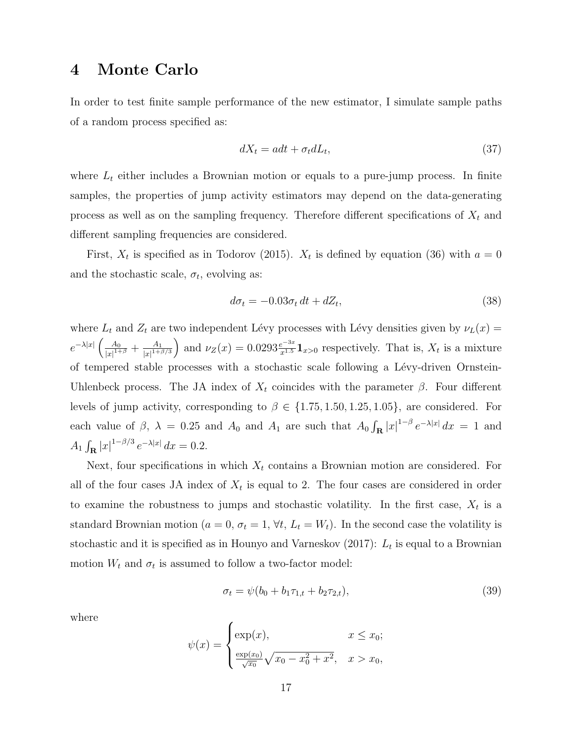# 4 Monte Carlo

In order to test finite sample performance of the new estimator, I simulate sample paths of a random process specified as:

$$dX_t = a dt + \sigma_t dL_t, \tag{37}$$

where $L_t$ either includes a Brownian motion or equals to a pure-jump process. In finite samples, the properties of jump activity estimators may depend on the data-generating process as well as on the sampling frequency. Therefore different specifications of $X_t$ and different sampling frequencies are considered.

First, $X_t$ is specified as in Todorov (2015). $X_t$ is defined by equation (36) with $a = 0$ and the stochastic scale, $\sigma_t$, evolving as:

$$d\sigma_t = -0.03\sigma_t \, dt + dZ_t, \tag{38}$$

where $L_t$ and $Z_t$ are two independent Lévy processes with Lévy densities given by $\nu_L(x) = e^{-\lambda|x|}\left(\frac{A_0}{|x|^{1+\beta}} + \frac{A_1}{|x|^{1+\beta/3}}\right)$ and $\nu_Z(x) = 0.0293\frac{e^{-3x}}{x^{1.5}}\mathbf{1}_{x>0}$ respectively. That is, $X_t$ is a mixture of tempered stable processes with a stochastic scale following a Lévy-driven Ornstein-Uhlenbeck process. The JA index of $X_t$ coincides with the parameter $\beta$. Four different levels of jump activity, corresponding to $\beta \in \{1.75, 1.50, 1.25, 1.05\}$, are considered. For each value of $\beta$, $\lambda = 0.25$ and $A_0$ and $A_1$ are such that $A_0 \int_{\mathbf{R}} |x|^{1-\beta} e^{-\lambda|x|} \, dx = 1$ and $A_1 \int_{\mathbf{R}} |x|^{1-\beta/3} e^{-\lambda|x|} \, dx = 0.2$.

Next, four specifications in which $X_t$ contains a Brownian motion are considered. For all of the four cases JA index of $X_t$ is equal to 2. The four cases are considered in order to examine the robustness to jumps and stochastic volatility. In the first case, $X_t$ is a standard Brownian motion ($a = 0$, $\sigma_t = 1$, $\forall t$, $L_t = W_t$). In the second case the volatility is stochastic and it is specified as in Hounyo and Varneskov (2017): $L_t$ is equal to a Brownian motion $W_t$ and $\sigma_t$ is assumed to follow a two-factor model:

$$\sigma_t = \psi(b_0 + b_1\tau_{1,t} + b_2\tau_{2,t}), \tag{39}$$

where

$$\psi(x) = \begin{cases} \exp(x), & x \leq x_0; \\ \frac{\exp(x_0)}{\sqrt{x_0}}\sqrt{x_0 - x_0^2 + x^2}, & x > x_0, \end{cases}$$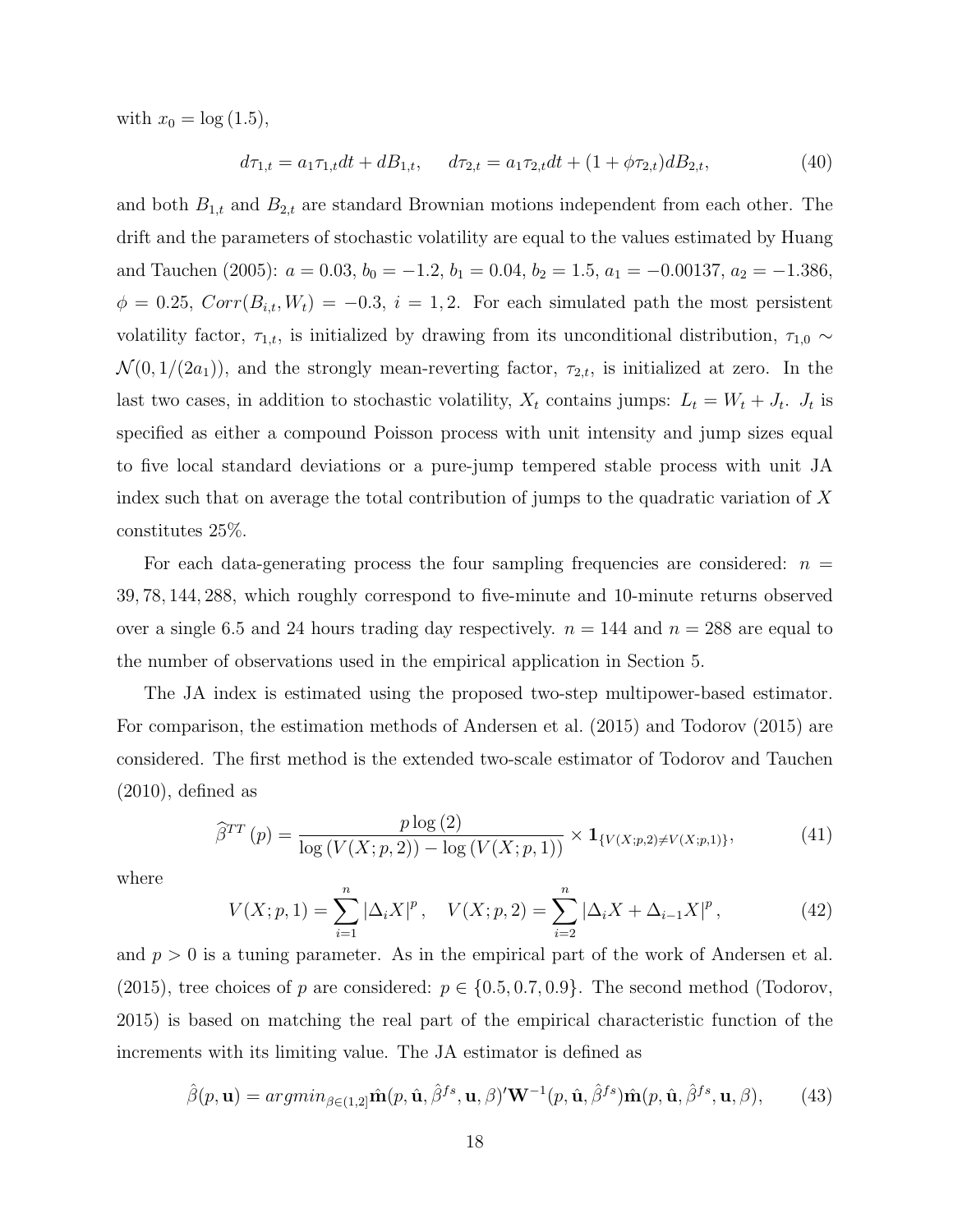with $x_0 = \log(1.5)$,

$$d\tau_{1,t} = a_1 \tau_{1,t} dt + dB_{1,t}, \quad d\tau_{2,t} = a_1 \tau_{2,t} dt + (1 + \phi \tau_{2,t}) dB_{2,t}, \tag{40}$$

and both $B_{1,t}$ and $B_{2,t}$ are standard Brownian motions independent from each other. The drift and the parameters of stochastic volatility are equal to the values estimated by Huang and Tauchen (2005): $a = 0.03$, $b_0 = -1.2$, $b_1 = 0.04$, $b_2 = 1.5$, $a_1 = -0.00137$, $a_2 = -1.386$, $\phi = 0.25$, $Corr(B_{i,t}, W_t) = -0.3$, $i = 1, 2$. For each simulated path the most persistent volatility factor, $\tau_{1,t}$, is initialized by drawing from its unconditional distribution, $\tau_{1,0} \sim \mathcal{N}(0, 1/(2a_1))$, and the strongly mean-reverting factor, $\tau_{2,t}$, is initialized at zero. In the last two cases, in addition to stochastic volatility, $X_t$ contains jumps: $L_t = W_t + J_t$. $J_t$ is specified as either a compound Poisson process with unit intensity and jump sizes equal to five local standard deviations or a pure-jump tempered stable process with unit JA index such that on average the total contribution of jumps to the quadratic variation of $X$ constitutes 25%.

For each data-generating process the four sampling frequencies are considered: $n = 39, 78, 144, 288$, which roughly correspond to five-minute and 10-minute returns observed over a single 6.5 and 24 hours trading day respectively. $n = 144$ and $n = 288$ are equal to the number of observations used in the empirical application in Section 5.

The JA index is estimated using the proposed two-step multipower-based estimator. For comparison, the estimation methods of Andersen et al. (2015) and Todorov (2015) are considered. The first method is the extended two-scale estimator of Todorov and Tauchen (2010), defined as

$$\widehat{\beta}^{TT}(p) = \frac{p \log(2)}{\log(V(X; p, 2)) - \log(V(X; p, 1))} \times \mathbf{1}_{\{V(X;p,2) \neq V(X;p,1)\}}, \tag{41}$$

where

$$V(X; p, 1) = \sum_{i=1}^{n} |\Delta_i X|^p, \quad V(X; p, 2) = \sum_{i=2}^{n} |\Delta_i X + \Delta_{i-1} X|^p, \tag{42}$$

and $p > 0$ is a tuning parameter. As in the empirical part of the work of Andersen et al. (2015), tree choices of $p$ are considered: $p \in \{0.5, 0.7, 0.9\}$. The second method (Todorov, 2015) is based on matching the real part of the empirical characteristic function of the increments with its limiting value. The JA estimator is defined as

$$\hat{\beta}(p, \mathbf{u}) = argmin_{\beta \in (1,2]} \hat{\mathbf{m}}(p, \hat{\mathbf{u}}, \hat{\beta}^{fs}, \mathbf{u}, \beta)' \mathbf{W}^{-1}(p, \hat{\mathbf{u}}, \hat{\beta}^{fs}) \hat{\mathbf{m}}(p, \hat{\mathbf{u}}, \hat{\beta}^{fs}, \mathbf{u}, \beta), \tag{43}$$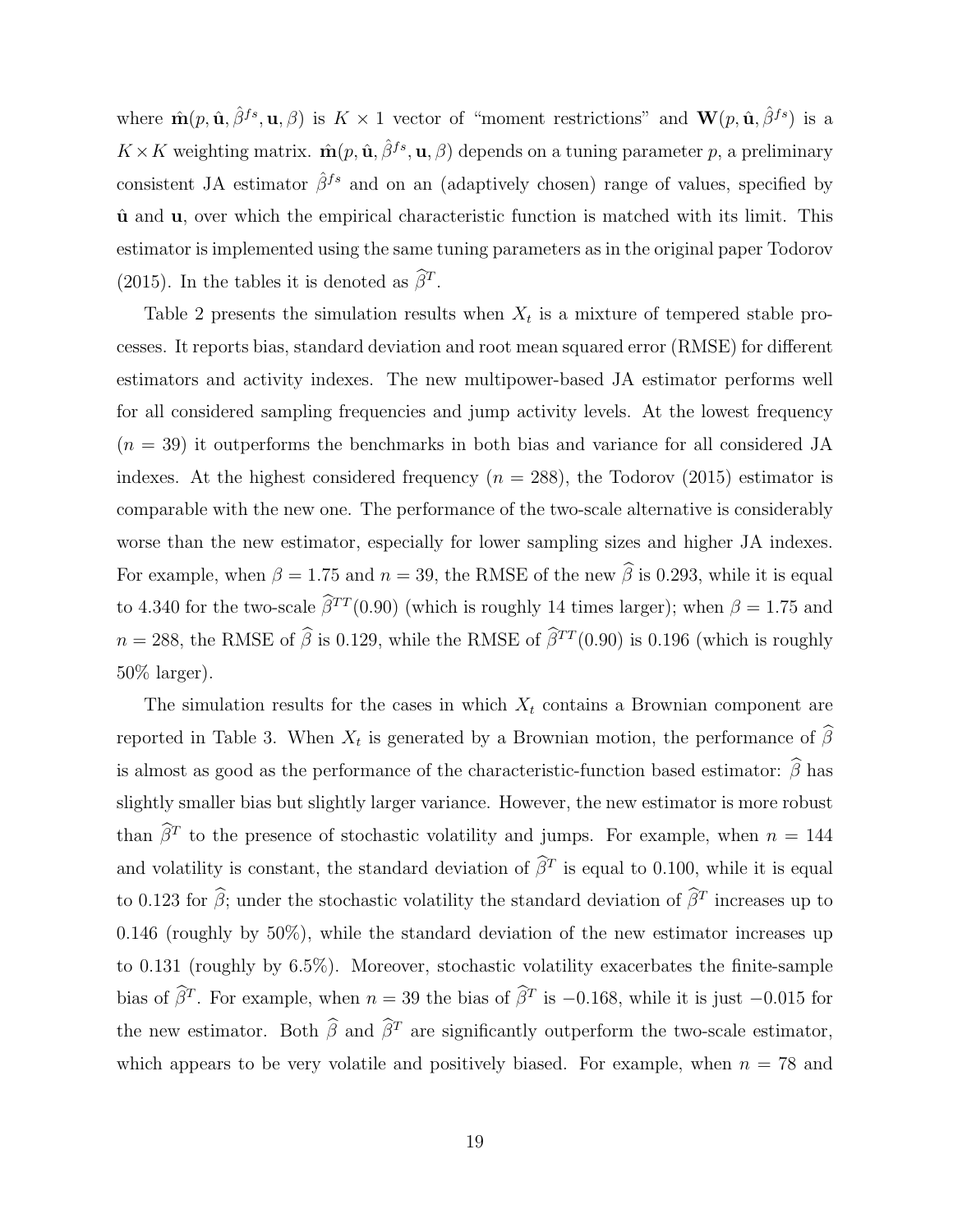where $\hat{\mathbf{m}}(p, \hat{\mathbf{u}}, \hat{\beta}^{fs}, \mathbf{u}, \beta)$ is $K \times 1$ vector of "moment restrictions" and $\mathbf{W}(p, \hat{\mathbf{u}}, \hat{\beta}^{fs})$ is a $K \times K$ weighting matrix. $\hat{\mathbf{m}}(p, \hat{\mathbf{u}}, \hat{\beta}^{fs}, \mathbf{u}, \beta)$ depends on a tuning parameter $p$, a preliminary consistent JA estimator $\hat{\beta}^{fs}$ and on an (adaptively chosen) range of values, specified by $\hat{\mathbf{u}}$ and $\mathbf{u}$, over which the empirical characteristic function is matched with its limit. This estimator is implemented using the same tuning parameters as in the original paper Todorov (2015). In the tables it is denoted as $\widehat{\beta}^{T}$.

Table 2 presents the simulation results when $X_t$ is a mixture of tempered stable processes. It reports bias, standard deviation and root mean squared error (RMSE) for different estimators and activity indexes. The new multipower-based JA estimator performs well for all considered sampling frequencies and jump activity levels. At the lowest frequency ($n = 39$) it outperforms the benchmarks in both bias and variance for all considered JA indexes. At the highest considered frequency ($n = 288$), the Todorov (2015) estimator is comparable with the new one. The performance of the two-scale alternative is considerably worse than the new estimator, especially for lower sampling sizes and higher JA indexes. For example, when $\beta = 1.75$ and $n = 39$, the RMSE of the new $\widehat{\beta}$ is 0.293, while it is equal to 4.340 for the two-scale $\widehat{\beta}^{TT}(0.90)$ (which is roughly 14 times larger); when $\beta = 1.75$ and $n = 288$, the RMSE of $\widehat{\beta}$ is 0.129, while the RMSE of $\widehat{\beta}^{TT}(0.90)$ is 0.196 (which is roughly 50% larger).

The simulation results for the cases in which $X_t$ contains a Brownian component are reported in Table 3. When $X_t$ is generated by a Brownian motion, the performance of $\widehat{\beta}$ is almost as good as the performance of the characteristic-function based estimator: $\widehat{\beta}$ has slightly smaller bias but slightly larger variance. However, the new estimator is more robust than $\widehat{\beta}^{T}$ to the presence of stochastic volatility and jumps. For example, when $n = 144$ and volatility is constant, the standard deviation of $\widehat{\beta}^{T}$ is equal to 0.100, while it is equal to 0.123 for $\widehat{\beta}$; under the stochastic volatility the standard deviation of $\widehat{\beta}^{T}$ increases up to 0.146 (roughly by 50%), while the standard deviation of the new estimator increases up to 0.131 (roughly by 6.5%). Moreover, stochastic volatility exacerbates the finite-sample bias of $\widehat{\beta}^{T}$. For example, when $n = 39$ the bias of $\widehat{\beta}^{T}$ is $-0.168$, while it is just $-0.015$ for the new estimator. Both $\widehat{\beta}$ and $\widehat{\beta}^{T}$ are significantly outperform the two-scale estimator, which appears to be very volatile and positively biased. For example, when $n = 78$ and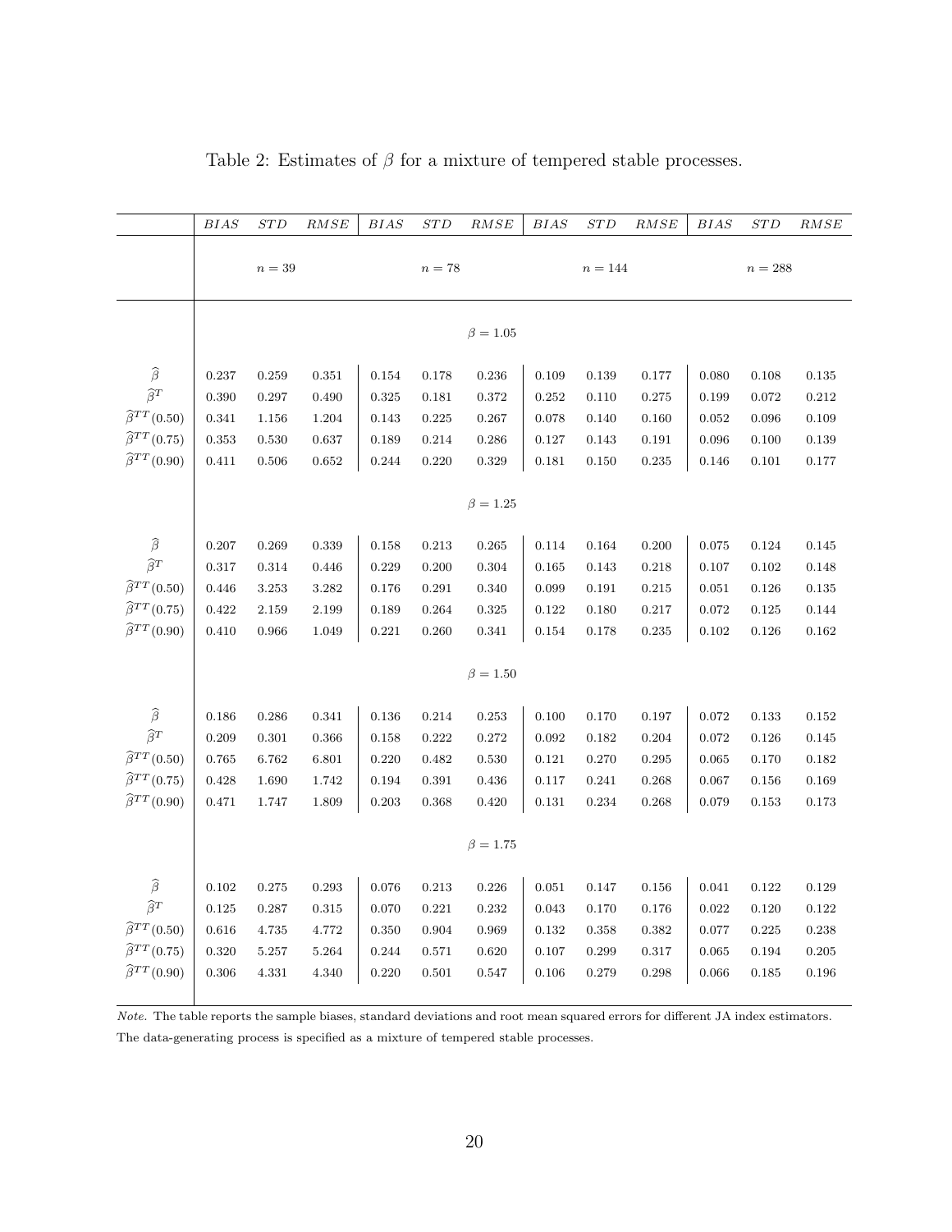Table 2: Estimates of $\beta$ for a mixture of tempered stable processes.

| | $BIAS$ | $STD$ | $RMSE$ | $BIAS$ | $STD$ | $RMSE$ | $BIAS$ | $STD$ | $RMSE$ | $BIAS$ | $STD$ | $RMSE$ |
|---|---|---|---|---|---|---|---|---|---|---|---|---|
| | | $n = 39$ | | | $n = 78$ | | | $n = 144$ | | | $n = 288$ | |
| | | | | | | $\beta = 1.05$ | | | | | | |
| $\widehat{\beta}$ | 0.237 | 0.259 | 0.351 | 0.154 | 0.178 | 0.236 | 0.109 | 0.139 | 0.177 | 0.080 | 0.108 | 0.135 |
| $\widehat{\beta}^T$ | 0.390 | 0.297 | 0.490 | 0.325 | 0.181 | 0.372 | 0.252 | 0.110 | 0.275 | 0.199 | 0.072 | 0.212 |
| $\widehat{\beta}^{TT}(0.50)$ | 0.341 | 1.156 | 1.204 | 0.143 | 0.225 | 0.267 | 0.078 | 0.140 | 0.160 | 0.052 | 0.096 | 0.109 |
| $\widehat{\beta}^{TT}(0.75)$ | 0.353 | 0.530 | 0.637 | 0.189 | 0.214 | 0.286 | 0.127 | 0.143 | 0.191 | 0.096 | 0.100 | 0.139 |
| $\widehat{\beta}^{TT}(0.90)$ | 0.411 | 0.506 | 0.652 | 0.244 | 0.220 | 0.329 | 0.181 | 0.150 | 0.235 | 0.146 | 0.101 | 0.177 |
| | | | | | | $\beta = 1.25$ | | | | | | |
| $\widehat{\beta}$ | 0.207 | 0.269 | 0.339 | 0.158 | 0.213 | 0.265 | 0.114 | 0.164 | 0.200 | 0.075 | 0.124 | 0.145 |
| $\widehat{\beta}^T$ | 0.317 | 0.314 | 0.446 | 0.229 | 0.200 | 0.304 | 0.165 | 0.143 | 0.218 | 0.107 | 0.102 | 0.148 |
| $\widehat{\beta}^{TT}(0.50)$ | 0.446 | 3.253 | 3.282 | 0.176 | 0.291 | 0.340 | 0.099 | 0.191 | 0.215 | 0.051 | 0.126 | 0.135 |
| $\widehat{\beta}^{TT}(0.75)$ | 0.422 | 2.159 | 2.199 | 0.189 | 0.264 | 0.325 | 0.122 | 0.180 | 0.217 | 0.072 | 0.125 | 0.144 |
| $\widehat{\beta}^{TT}(0.90)$ | 0.410 | 0.966 | 1.049 | 0.221 | 0.260 | 0.341 | 0.154 | 0.178 | 0.235 | 0.102 | 0.126 | 0.162 |
| | | | | | | $\beta = 1.50$ | | | | | | |
| $\widehat{\beta}$ | 0.186 | 0.286 | 0.341 | 0.136 | 0.214 | 0.253 | 0.100 | 0.170 | 0.197 | 0.072 | 0.133 | 0.152 |
| $\widehat{\beta}^T$ | 0.209 | 0.301 | 0.366 | 0.158 | 0.222 | 0.272 | 0.092 | 0.182 | 0.204 | 0.072 | 0.126 | 0.145 |
| $\widehat{\beta}^{TT}(0.50)$ | 0.765 | 6.762 | 6.801 | 0.220 | 0.482 | 0.530 | 0.121 | 0.270 | 0.295 | 0.065 | 0.170 | 0.182 |
| $\widehat{\beta}^{TT}(0.75)$ | 0.428 | 1.690 | 1.742 | 0.194 | 0.391 | 0.436 | 0.117 | 0.241 | 0.268 | 0.067 | 0.156 | 0.169 |
| $\widehat{\beta}^{TT}(0.90)$ | 0.471 | 1.747 | 1.809 | 0.203 | 0.368 | 0.420 | 0.131 | 0.234 | 0.268 | 0.079 | 0.153 | 0.173 |
| | | | | | | $\beta = 1.75$ | | | | | | |
| $\widehat{\beta}$ | 0.102 | 0.275 | 0.293 | 0.076 | 0.213 | 0.226 | 0.051 | 0.147 | 0.156 | 0.041 | 0.122 | 0.129 |
| $\widehat{\beta}^T$ | 0.125 | 0.287 | 0.315 | 0.070 | 0.221 | 0.232 | 0.043 | 0.170 | 0.176 | 0.022 | 0.120 | 0.122 |
| $\widehat{\beta}^{TT}(0.50)$ | 0.616 | 4.735 | 4.772 | 0.350 | 0.904 | 0.969 | 0.132 | 0.358 | 0.382 | 0.077 | 0.225 | 0.238 |
| $\widehat{\beta}^{TT}(0.75)$ | 0.320 | 5.257 | 5.264 | 0.244 | 0.571 | 0.620 | 0.107 | 0.299 | 0.317 | 0.065 | 0.194 | 0.205 |
| $\widehat{\beta}^{TT}(0.90)$ | 0.306 | 4.331 | 4.340 | 0.220 | 0.501 | 0.547 | 0.106 | 0.279 | 0.298 | 0.066 | 0.185 | 0.196 |

*Note.* The table reports the sample biases, standard deviations and root mean squared errors for different JA index estimators. The data-generating process is specified as a mixture of tempered stable processes.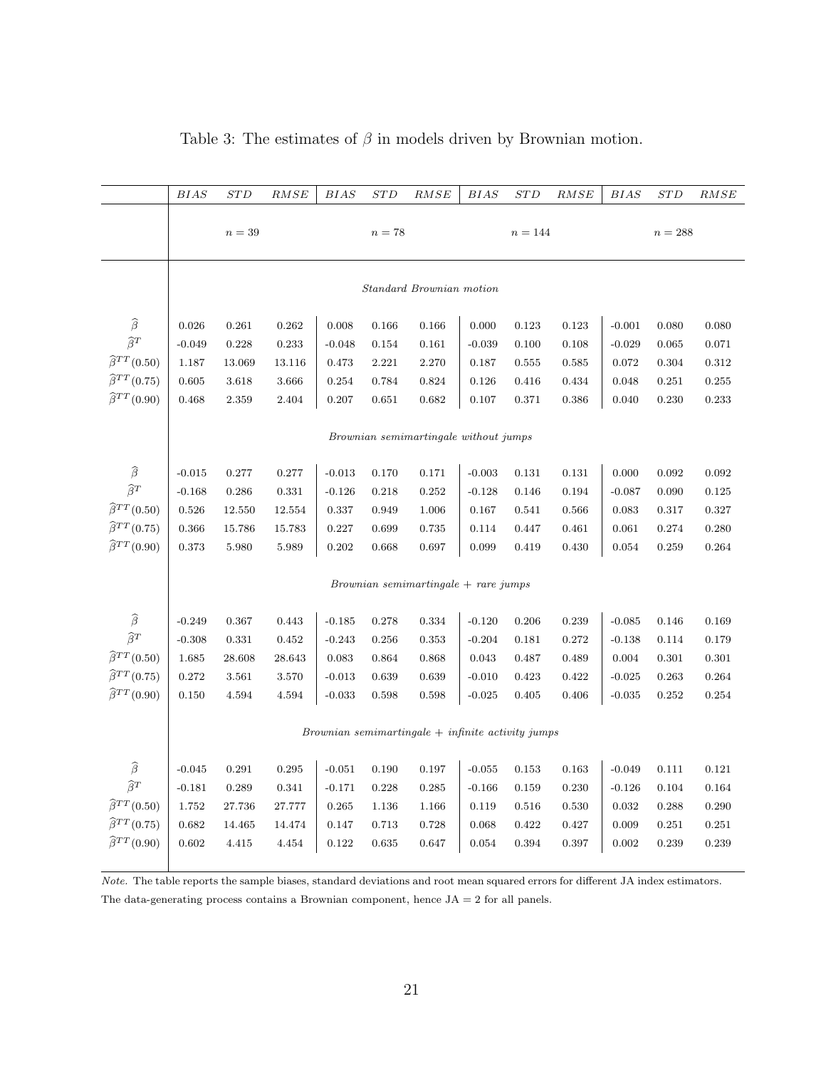Table 3: The estimates of $\beta$ in models driven by Brownian motion.

| | $BIAS$ | $STD$ | $RMSE$ | $BIAS$ | $STD$ | $RMSE$ | $BIAS$ | $STD$ | $RMSE$ | $BIAS$ | $STD$ | $RMSE$ |
|---|---|---|---|---|---|---|---|---|---|---|---|---|
| | | $n = 39$ | | | $n = 78$ | | | $n = 144$ | | | $n = 288$ | |
| | *Standard Brownian motion* | | | | | | | | | | | |
| $\widehat{\beta}$ | 0.026 | 0.261 | 0.262 | 0.008 | 0.166 | 0.166 | 0.000 | 0.123 | 0.123 | -0.001 | 0.080 | 0.080 |
| $\widehat{\beta}^T$ | -0.049 | 0.228 | 0.233 | -0.048 | 0.154 | 0.161 | -0.039 | 0.100 | 0.108 | -0.029 | 0.065 | 0.071 |
| $\widehat{\beta}^{TT}(0.50)$ | 1.187 | 13.069 | 13.116 | 0.473 | 2.221 | 2.270 | 0.187 | 0.555 | 0.585 | 0.072 | 0.304 | 0.312 |
| $\widehat{\beta}^{TT}(0.75)$ | 0.605 | 3.618 | 3.666 | 0.254 | 0.784 | 0.824 | 0.126 | 0.416 | 0.434 | 0.048 | 0.251 | 0.255 |
| $\widehat{\beta}^{TT}(0.90)$ | 0.468 | 2.359 | 2.404 | 0.207 | 0.651 | 0.682 | 0.107 | 0.371 | 0.386 | 0.040 | 0.230 | 0.233 |
| | *Brownian semimartingale without jumps* | | | | | | | | | | | |
| $\widehat{\beta}$ | -0.015 | 0.277 | 0.277 | -0.013 | 0.170 | 0.171 | -0.003 | 0.131 | 0.131 | 0.000 | 0.092 | 0.092 |
| $\widehat{\beta}^T$ | -0.168 | 0.286 | 0.331 | -0.126 | 0.218 | 0.252 | -0.128 | 0.146 | 0.194 | -0.087 | 0.090 | 0.125 |
| $\widehat{\beta}^{TT}(0.50)$ | 0.526 | 12.550 | 12.554 | 0.337 | 0.949 | 1.006 | 0.167 | 0.541 | 0.566 | 0.083 | 0.317 | 0.327 |
| $\widehat{\beta}^{TT}(0.75)$ | 0.366 | 15.786 | 15.783 | 0.227 | 0.699 | 0.735 | 0.114 | 0.447 | 0.461 | 0.061 | 0.274 | 0.280 |
| $\widehat{\beta}^{TT}(0.90)$ | 0.373 | 5.980 | 5.989 | 0.202 | 0.668 | 0.697 | 0.099 | 0.419 | 0.430 | 0.054 | 0.259 | 0.264 |
| | *Brownian semimartingale + rare jumps* | | | | | | | | | | | |
| $\widehat{\beta}$ | -0.249 | 0.367 | 0.443 | -0.185 | 0.278 | 0.334 | -0.120 | 0.206 | 0.239 | -0.085 | 0.146 | 0.169 |
| $\widehat{\beta}^T$ | -0.308 | 0.331 | 0.452 | -0.243 | 0.256 | 0.353 | -0.204 | 0.181 | 0.272 | -0.138 | 0.114 | 0.179 |
| $\widehat{\beta}^{TT}(0.50)$ | 1.685 | 28.608 | 28.643 | 0.083 | 0.864 | 0.868 | 0.043 | 0.487 | 0.489 | 0.004 | 0.301 | 0.301 |
| $\widehat{\beta}^{TT}(0.75)$ | 0.272 | 3.561 | 3.570 | -0.013 | 0.639 | 0.639 | -0.010 | 0.423 | 0.422 | -0.025 | 0.263 | 0.264 |
| $\widehat{\beta}^{TT}(0.90)$ | 0.150 | 4.594 | 4.594 | -0.033 | 0.598 | 0.598 | -0.025 | 0.405 | 0.406 | -0.035 | 0.252 | 0.254 |
| | *Brownian semimartingale + infinite activity jumps* | | | | | | | | | | | |
| $\widehat{\beta}$ | -0.045 | 0.291 | 0.295 | -0.051 | 0.190 | 0.197 | -0.055 | 0.153 | 0.163 | -0.049 | 0.111 | 0.121 |
| $\widehat{\beta}^T$ | -0.181 | 0.289 | 0.341 | -0.171 | 0.228 | 0.285 | -0.166 | 0.159 | 0.230 | -0.126 | 0.104 | 0.164 |
| $\widehat{\beta}^{TT}(0.50)$ | 1.752 | 27.736 | 27.777 | 0.265 | 1.136 | 1.166 | 0.119 | 0.516 | 0.530 | 0.032 | 0.288 | 0.290 |
| $\widehat{\beta}^{TT}(0.75)$ | 0.682 | 14.465 | 14.474 | 0.147 | 0.713 | 0.728 | 0.068 | 0.422 | 0.427 | 0.009 | 0.251 | 0.251 |
| $\widehat{\beta}^{TT}(0.90)$ | 0.602 | 4.415 | 4.454 | 0.122 | 0.635 | 0.647 | 0.054 | 0.394 | 0.397 | 0.002 | 0.239 | 0.239 |

*Note.* The table reports the sample biases, standard deviations and root mean squared errors for different JA index estimators. The data-generating process contains a Brownian component, hence JA = 2 for all panels.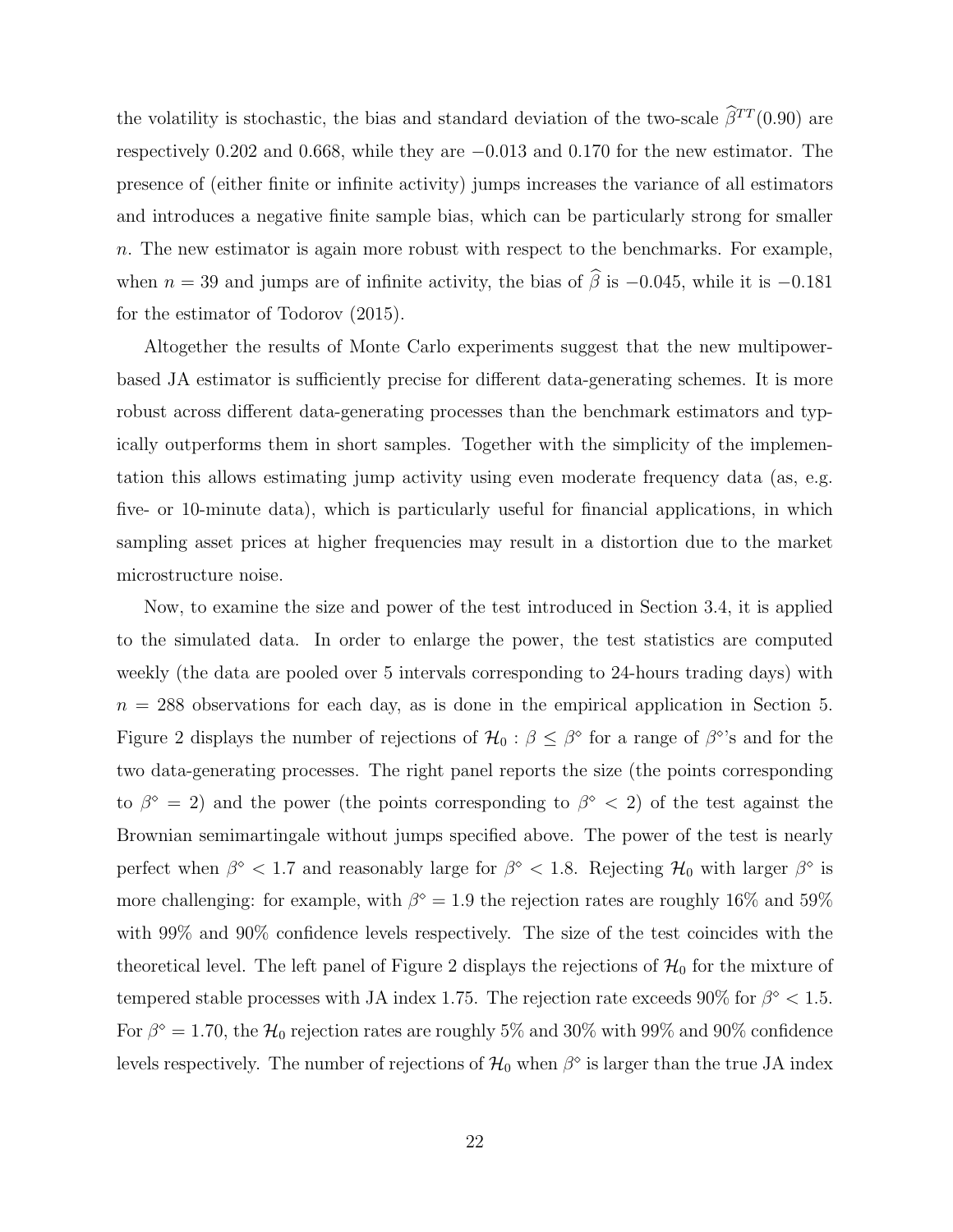the volatility is stochastic, the bias and standard deviation of the two-scale $\widehat{\beta}^{TT}(0.90)$ are respectively 0.202 and 0.668, while they are $-0.013$ and 0.170 for the new estimator. The presence of (either finite or infinite activity) jumps increases the variance of all estimators and introduces a negative finite sample bias, which can be particularly strong for smaller $n$. The new estimator is again more robust with respect to the benchmarks. For example, when $n = 39$ and jumps are of infinite activity, the bias of $\widehat{\beta}$ is $-0.045$, while it is $-0.181$ for the estimator of Todorov (2015).

Altogether the results of Monte Carlo experiments suggest that the new multipower-based JA estimator is sufficiently precise for different data-generating schemes. It is more robust across different data-generating processes than the benchmark estimators and typically outperforms them in short samples. Together with the simplicity of the implementation this allows estimating jump activity using even moderate frequency data (as, e.g. five- or 10-minute data), which is particularly useful for financial applications, in which sampling asset prices at higher frequencies may result in a distortion due to the market microstructure noise.

Now, to examine the size and power of the test introduced in Section 3.4, it is applied to the simulated data. In order to enlarge the power, the test statistics are computed weekly (the data are pooled over 5 intervals corresponding to 24-hours trading days) with $n = 288$ observations for each day, as is done in the empirical application in Section 5. Figure 2 displays the number of rejections of $\mathcal{H}_0 : \beta \leq \beta^{\diamond}$ for a range of $\beta^{\diamond}$'s and for the two data-generating processes. The right panel reports the size (the points corresponding to $\beta^{\diamond} = 2$) and the power (the points corresponding to $\beta^{\diamond} < 2$) of the test against the Brownian semimartingale without jumps specified above. The power of the test is nearly perfect when $\beta^{\diamond} < 1.7$ and reasonably large for $\beta^{\diamond} < 1.8$. Rejecting $\mathcal{H}_0$ with larger $\beta^{\diamond}$ is more challenging: for example, with $\beta^{\diamond} = 1.9$ the rejection rates are roughly 16% and 59% with 99% and 90% confidence levels respectively. The size of the test coincides with the theoretical level. The left panel of Figure 2 displays the rejections of $\mathcal{H}_0$ for the mixture of tempered stable processes with JA index 1.75. The rejection rate exceeds 90% for $\beta^{\diamond} < 1.5$. For $\beta^{\diamond} = 1.70$, the $\mathcal{H}_0$ rejection rates are roughly 5% and 30% with 99% and 90% confidence levels respectively. The number of rejections of $\mathcal{H}_0$ when $\beta^{\diamond}$ is larger than the true JA index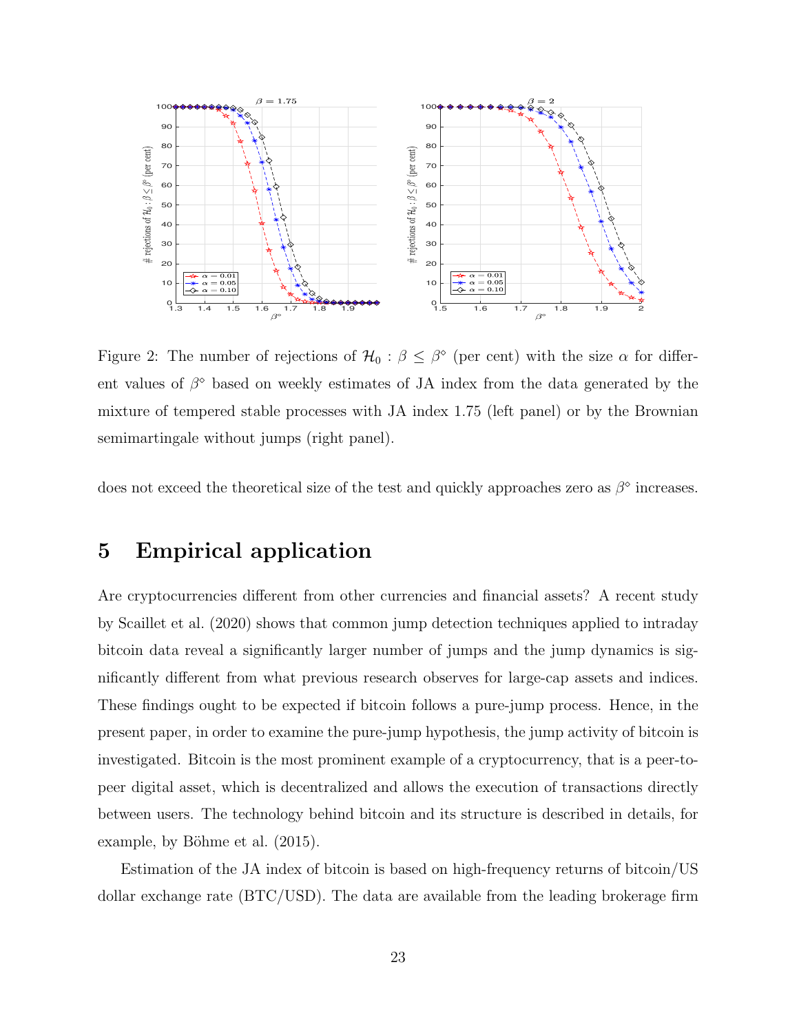Figure 2: The number of rejections of $\mathcal{H}_0 : \beta \leq \beta^\diamond$ (per cent) with the size $\alpha$ for different values of $\beta^\diamond$ based on weekly estimates of JA index from the data generated by the mixture of tempered stable processes with JA index 1.75 (left panel) or by the Brownian semimartingale without jumps (right panel).

does not exceed the theoretical size of the test and quickly approaches zero as $\beta^\diamond$ increases.

# 5 Empirical application

Are cryptocurrencies different from other currencies and financial assets? A recent study by Scaillet et al. (2020) shows that common jump detection techniques applied to intraday bitcoin data reveal a significantly larger number of jumps and the jump dynamics is significantly different from what previous research observes for large-cap assets and indices. These findings ought to be expected if bitcoin follows a pure-jump process. Hence, in the present paper, in order to examine the pure-jump hypothesis, the jump activity of bitcoin is investigated. Bitcoin is the most prominent example of a cryptocurrency, that is a peer-to-peer digital asset, which is decentralized and allows the execution of transactions directly between users. The technology behind bitcoin and its structure is described in details, for example, by Böhme et al. (2015).

Estimation of the JA index of bitcoin is based on high-frequency returns of bitcoin/US dollar exchange rate (BTC/USD). The data are available from the leading brokerage firm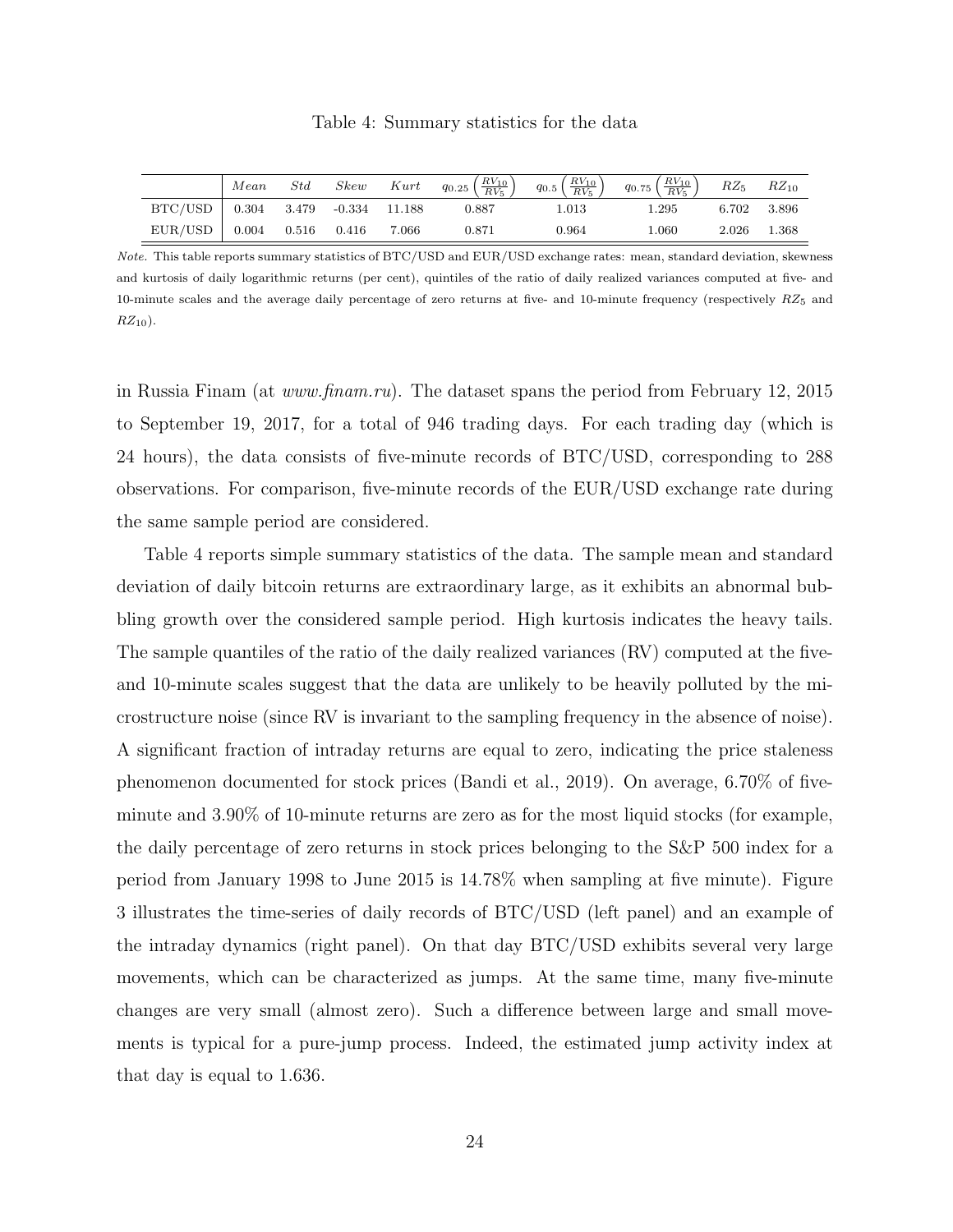Table 4: Summary statistics for the data

| | $Mean$ | $Std$ | $Skew$ | $Kurt$ | $q_{0.25}\left(\frac{RV_{10}}{RV_5}\right)$ | $q_{0.5}\left(\frac{RV_{10}}{RV_5}\right)$ | $q_{0.75}\left(\frac{RV_{10}}{RV_5}\right)$ | $RZ_5$ | $RZ_{10}$ |
|---|---|---|---|---|---|---|---|---|---|
| BTC/USD | 0.304 | 3.479 | -0.334 | 11.188 | 0.887 | 1.013 | 1.295 | 6.702 | 3.896 |
| EUR/USD | 0.004 | 0.516 | 0.416 | 7.066 | 0.871 | 0.964 | 1.060 | 2.026 | 1.368 |

*Note.* This table reports summary statistics of BTC/USD and EUR/USD exchange rates: mean, standard deviation, skewness and kurtosis of daily logarithmic returns (per cent), quintiles of the ratio of daily realized variances computed at five- and 10-minute scales and the average daily percentage of zero returns at five- and 10-minute frequency (respectively $RZ_5$ and $RZ_{10}$).

in Russia Finam (at *www.finam.ru*). The dataset spans the period from February 12, 2015 to September 19, 2017, for a total of 946 trading days. For each trading day (which is 24 hours), the data consists of five-minute records of BTC/USD, corresponding to 288 observations. For comparison, five-minute records of the EUR/USD exchange rate during the same sample period are considered.

Table 4 reports simple summary statistics of the data. The sample mean and standard deviation of daily bitcoin returns are extraordinary large, as it exhibits an abnormal bubbling growth over the considered sample period. High kurtosis indicates the heavy tails. The sample quantiles of the ratio of the daily realized variances (RV) computed at the five- and 10-minute scales suggest that the data are unlikely to be heavily polluted by the microstructure noise (since RV is invariant to the sampling frequency in the absence of noise). A significant fraction of intraday returns are equal to zero, indicating the price staleness phenomenon documented for stock prices (Bandi et al., 2019). On average, 6.70% of five-minute and 3.90% of 10-minute returns are zero as for the most liquid stocks (for example, the daily percentage of zero returns in stock prices belonging to the S&P 500 index for a period from January 1998 to June 2015 is 14.78% when sampling at five minute). Figure 3 illustrates the time-series of daily records of BTC/USD (left panel) and an example of the intraday dynamics (right panel). On that day BTC/USD exhibits several very large movements, which can be characterized as jumps. At the same time, many five-minute changes are very small (almost zero). Such a difference between large and small movements is typical for a pure-jump process. Indeed, the estimated jump activity index at that day is equal to 1.636.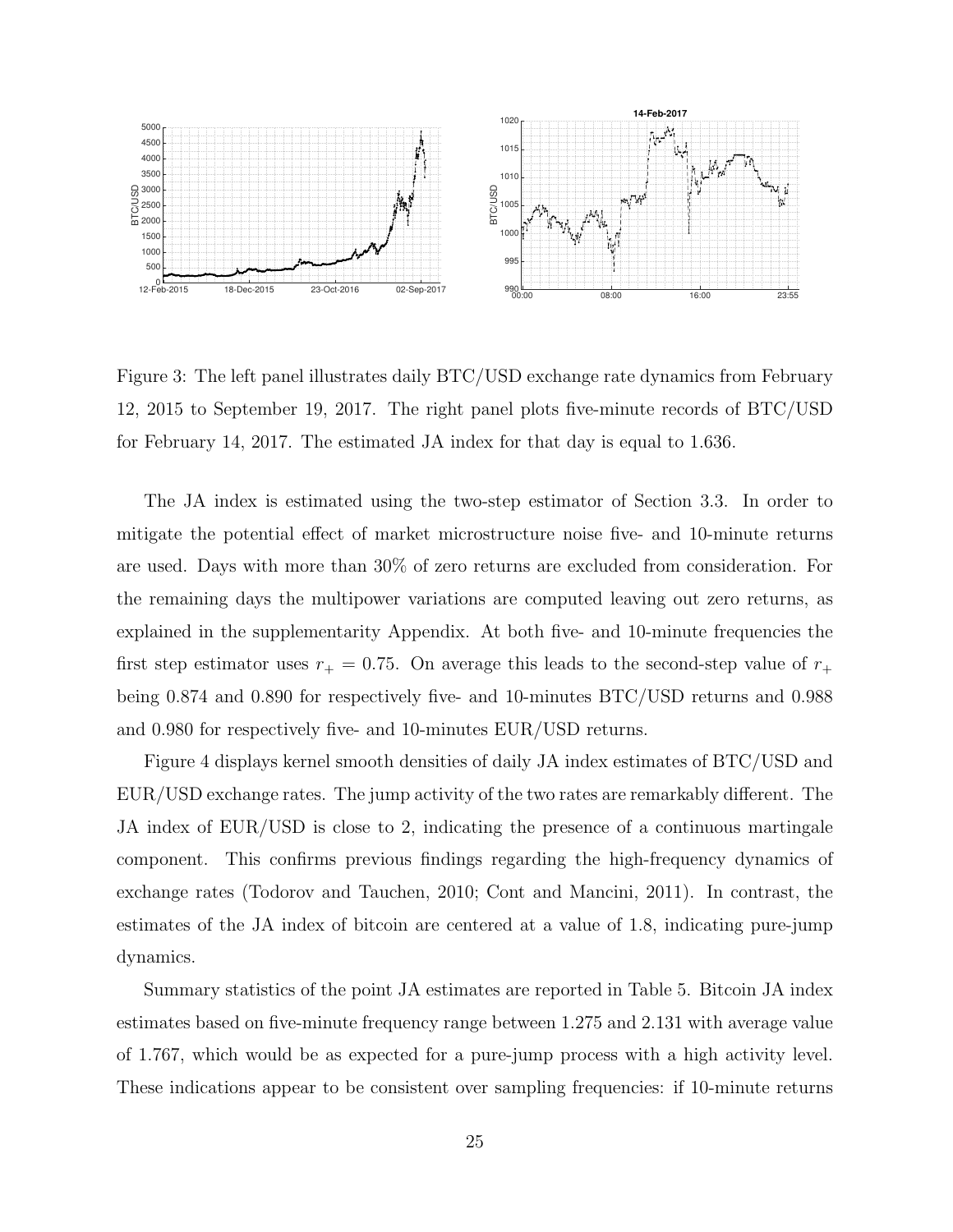Figure 3: The left panel illustrates daily BTC/USD exchange rate dynamics from February 12, 2015 to September 19, 2017. The right panel plots five-minute records of BTC/USD for February 14, 2017. The estimated JA index for that day is equal to 1.636.

The JA index is estimated using the two-step estimator of Section 3.3. In order to mitigate the potential effect of market microstructure noise five- and 10-minute returns are used. Days with more than 30% of zero returns are excluded from consideration. For the remaining days the multipower variations are computed leaving out zero returns, as explained in the supplementarity Appendix. At both five- and 10-minute frequencies the first step estimator uses $r_+ = 0.75$. On average this leads to the second-step value of $r_+$ being 0.874 and 0.890 for respectively five- and 10-minutes BTC/USD returns and 0.988 and 0.980 for respectively five- and 10-minutes EUR/USD returns.

Figure 4 displays kernel smooth densities of daily JA index estimates of BTC/USD and EUR/USD exchange rates. The jump activity of the two rates are remarkably different. The JA index of EUR/USD is close to 2, indicating the presence of a continuous martingale component. This confirms previous findings regarding the high-frequency dynamics of exchange rates (Todorov and Tauchen, 2010; Cont and Mancini, 2011). In contrast, the estimates of the JA index of bitcoin are centered at a value of 1.8, indicating pure-jump dynamics.

Summary statistics of the point JA estimates are reported in Table 5. Bitcoin JA index estimates based on five-minute frequency range between 1.275 and 2.131 with average value of 1.767, which would be as expected for a pure-jump process with a high activity level. These indications appear to be consistent over sampling frequencies: if 10-minute returns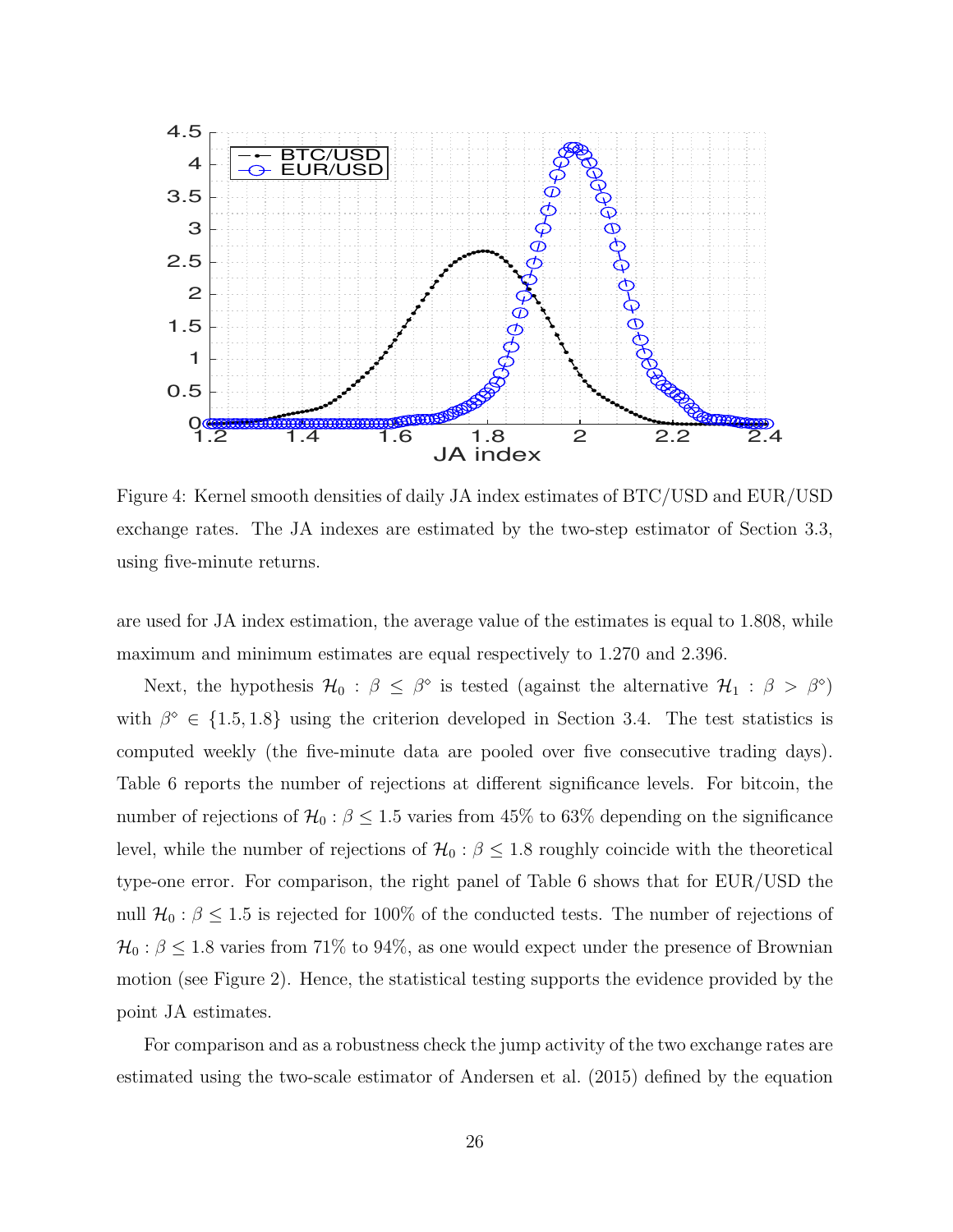Figure 4: Kernel smooth densities of daily JA index estimates of BTC/USD and EUR/USD exchange rates. The JA indexes are estimated by the two-step estimator of Section 3.3, using five-minute returns.

are used for JA index estimation, the average value of the estimates is equal to 1.808, while maximum and minimum estimates are equal respectively to 1.270 and 2.396.

Next, the hypothesis $\mathcal{H}_0 : \beta \leq \beta^\diamond$ is tested (against the alternative $\mathcal{H}_1 : \beta > \beta^\diamond$) with $\beta^\diamond \in \{1.5, 1.8\}$ using the criterion developed in Section 3.4. The test statistics is computed weekly (the five-minute data are pooled over five consecutive trading days). Table 6 reports the number of rejections at different significance levels. For bitcoin, the number of rejections of $\mathcal{H}_0 : \beta \leq 1.5$ varies from 45% to 63% depending on the significance level, while the number of rejections of $\mathcal{H}_0 : \beta \leq 1.8$ roughly coincide with the theoretical type-one error. For comparison, the right panel of Table 6 shows that for EUR/USD the null $\mathcal{H}_0 : \beta \leq 1.5$ is rejected for 100% of the conducted tests. The number of rejections of $\mathcal{H}_0 : \beta \leq 1.8$ varies from 71% to 94%, as one would expect under the presence of Brownian motion (see Figure 2). Hence, the statistical testing supports the evidence provided by the point JA estimates.

For comparison and as a robustness check the jump activity of the two exchange rates are estimated using the two-scale estimator of Andersen et al. (2015) defined by the equation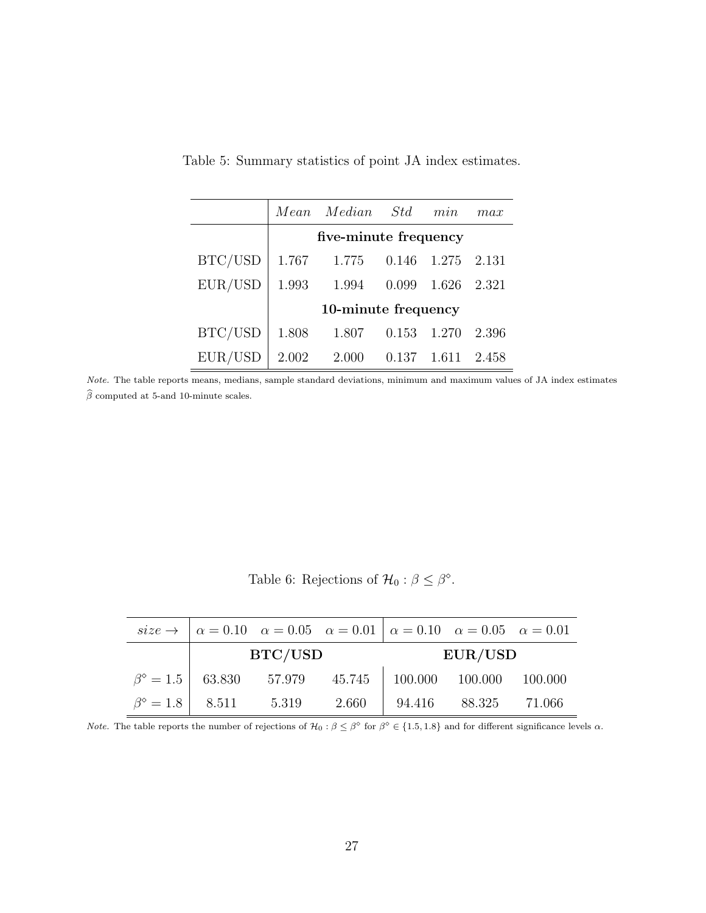Table 5: Summary statistics of point JA index estimates.

| | *Mean* | *Median* | *Std* | *min* | *max* |
|---|---|---|---|---|---|
| | **five-minute frequency** | | | | |
| BTC/USD | 1.767 | 1.775 | 0.146 | 1.275 | 2.131 |
| EUR/USD | 1.993 | 1.994 | 0.099 | 1.626 | 2.321 |
| | **10-minute frequency** | | | | |
| BTC/USD | 1.808 | 1.807 | 0.153 | 1.270 | 2.396 |
| EUR/USD | 2.002 | 2.000 | 0.137 | 1.611 | 2.458 |

*Note.* The table reports means, medians, sample standard deviations, minimum and maximum values of JA index estimates $\widehat{\beta}$ computed at 5-and 10-minute scales.

Table 6: Rejections of $\mathcal{H}_0 : \beta \leq \beta^{\diamond}$.

| *size* $\rightarrow$ | $\alpha = 0.10$ | $\alpha = 0.05$ | $\alpha = 0.01$ | $\alpha = 0.10$ | $\alpha = 0.05$ | $\alpha = 0.01$ |
|---|---|---|---|---|---|---|
| | **BTC/USD** | | | **EUR/USD** | | |
| $\beta^{\diamond} = 1.5$ | 63.830 | 57.979 | 45.745 | 100.000 | 100.000 | 100.000 |
| $\beta^{\diamond} = 1.8$ | 8.511 | 5.319 | 2.660 | 94.416 | 88.325 | 71.066 |

*Note.* The table reports the number of rejections of $\mathcal{H}_0 : \beta \leq \beta^{\diamond}$ for $\beta^{\diamond} \in \{1.5, 1.8\}$ and for different significance levels $\alpha$.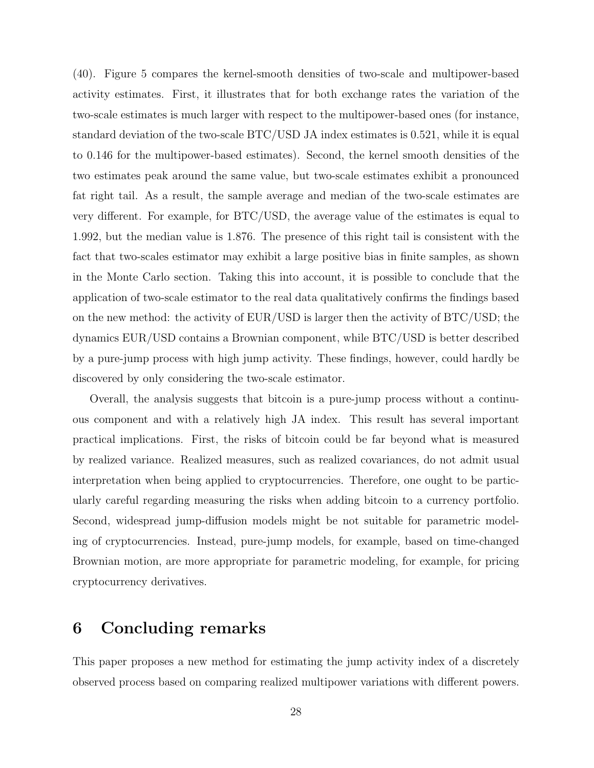(40). Figure 5 compares the kernel-smooth densities of two-scale and multipower-based activity estimates. First, it illustrates that for both exchange rates the variation of the two-scale estimates is much larger with respect to the multipower-based ones (for instance, standard deviation of the two-scale BTC/USD JA index estimates is 0.521, while it is equal to 0.146 for the multipower-based estimates). Second, the kernel smooth densities of the two estimates peak around the same value, but two-scale estimates exhibit a pronounced fat right tail. As a result, the sample average and median of the two-scale estimates are very different. For example, for BTC/USD, the average value of the estimates is equal to 1.992, but the median value is 1.876. The presence of this right tail is consistent with the fact that two-scales estimator may exhibit a large positive bias in finite samples, as shown in the Monte Carlo section. Taking this into account, it is possible to conclude that the application of two-scale estimator to the real data qualitatively confirms the findings based on the new method: the activity of EUR/USD is larger then the activity of BTC/USD; the dynamics EUR/USD contains a Brownian component, while BTC/USD is better described by a pure-jump process with high jump activity. These findings, however, could hardly be discovered by only considering the two-scale estimator.

Overall, the analysis suggests that bitcoin is a pure-jump process without a continuous component and with a relatively high JA index. This result has several important practical implications. First, the risks of bitcoin could be far beyond what is measured by realized variance. Realized measures, such as realized covariances, do not admit usual interpretation when being applied to cryptocurrencies. Therefore, one ought to be particularly careful regarding measuring the risks when adding bitcoin to a currency portfolio. Second, widespread jump-diffusion models might be not suitable for parametric modeling of cryptocurrencies. Instead, pure-jump models, for example, based on time-changed Brownian motion, are more appropriate for parametric modeling, for example, for pricing cryptocurrency derivatives.

# 6 Concluding remarks

This paper proposes a new method for estimating the jump activity index of a discretely observed process based on comparing realized multipower variations with different powers.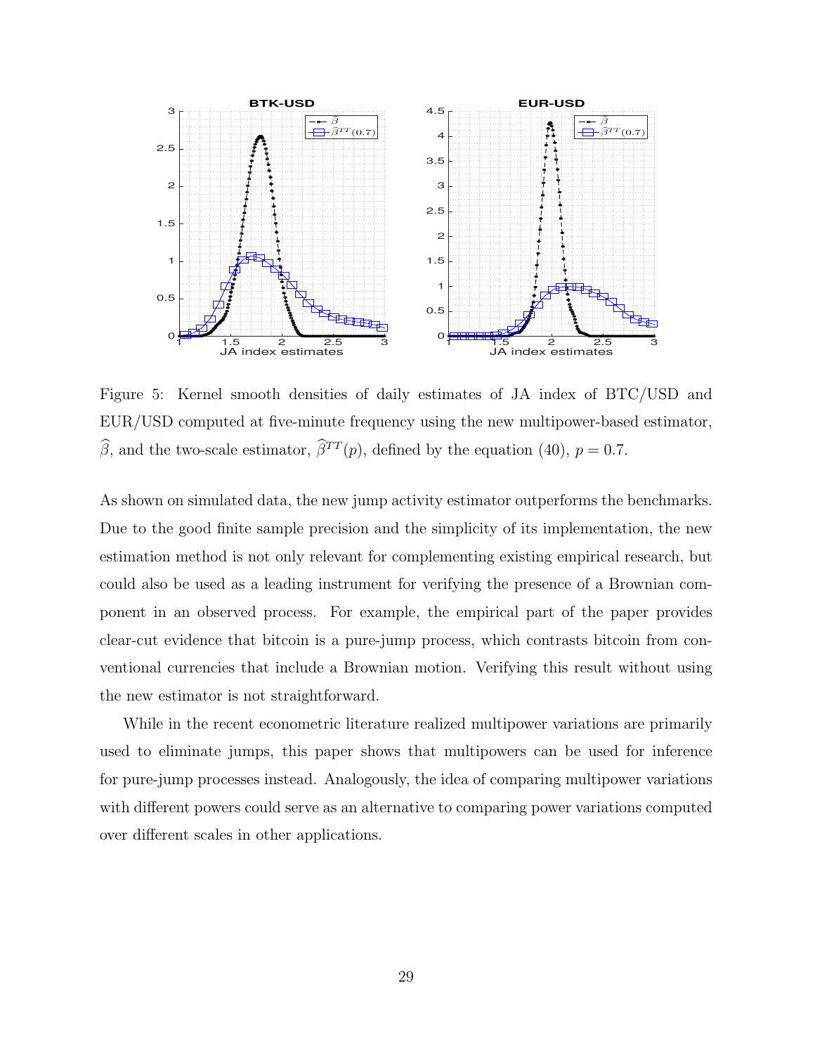Figure 5: Kernel smooth densities of daily estimates of JA index of BTC/USD and EUR/USD computed at five-minute frequency using the new multipower-based estimator, $\widehat{\beta}$, and the two-scale estimator, $\widehat{\beta}^{TT}(p)$, defined by the equation (40), $p = 0.7$.

As shown on simulated data, the new jump activity estimator outperforms the benchmarks. Due to the good finite sample precision and the simplicity of its implementation, the new estimation method is not only relevant for complementing existing empirical research, but could also be used as a leading instrument for verifying the presence of a Brownian component in an observed process. For example, the empirical part of the paper provides clear-cut evidence that bitcoin is a pure-jump process, which contrasts bitcoin from conventional currencies that include a Brownian motion. Verifying this result without using the new estimator is not straightforward.

While in the recent econometric literature realized multipower variations are primarily used to eliminate jumps, this paper shows that multipowers can be used for inference for pure-jump processes instead. Analogously, the idea of comparing multipower variations with different powers could serve as an alternative to comparing power variations computed over different scales in other applications.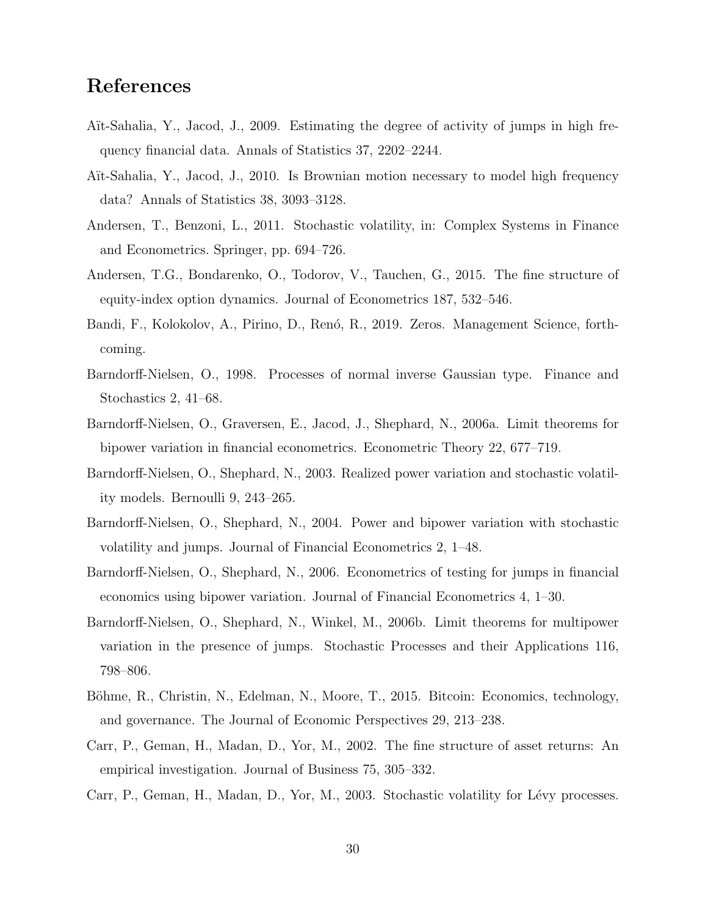# References

Aït-Sahalia, Y., Jacod, J., 2009. Estimating the degree of activity of jumps in high frequency financial data. Annals of Statistics 37, 2202–2244.

Aït-Sahalia, Y., Jacod, J., 2010. Is Brownian motion necessary to model high frequency data? Annals of Statistics 38, 3093–3128.

Andersen, T., Benzoni, L., 2011. Stochastic volatility, in: Complex Systems in Finance and Econometrics. Springer, pp. 694–726.

Andersen, T.G., Bondarenko, O., Todorov, V., Tauchen, G., 2015. The fine structure of equity-index option dynamics. Journal of Econometrics 187, 532–546.

Bandi, F., Kolokolov, A., Pirino, D., Renó, R., 2019. Zeros. Management Science, forthcoming.

Barndorff-Nielsen, O., 1998. Processes of normal inverse Gaussian type. Finance and Stochastics 2, 41–68.

Barndorff-Nielsen, O., Graversen, E., Jacod, J., Shephard, N., 2006a. Limit theorems for bipower variation in financial econometrics. Econometric Theory 22, 677–719.

Barndorff-Nielsen, O., Shephard, N., 2003. Realized power variation and stochastic volatility models. Bernoulli 9, 243–265.

Barndorff-Nielsen, O., Shephard, N., 2004. Power and bipower variation with stochastic volatility and jumps. Journal of Financial Econometrics 2, 1–48.

Barndorff-Nielsen, O., Shephard, N., 2006. Econometrics of testing for jumps in financial economics using bipower variation. Journal of Financial Econometrics 4, 1–30.

Barndorff-Nielsen, O., Shephard, N., Winkel, M., 2006b. Limit theorems for multipower variation in the presence of jumps. Stochastic Processes and their Applications 116, 798–806.

Böhme, R., Christin, N., Edelman, N., Moore, T., 2015. Bitcoin: Economics, technology, and governance. The Journal of Economic Perspectives 29, 213–238.

Carr, P., Geman, H., Madan, D., Yor, M., 2002. The fine structure of asset returns: An empirical investigation. Journal of Business 75, 305–332.

Carr, P., Geman, H., Madan, D., Yor, M., 2003. Stochastic volatility for Lévy processes.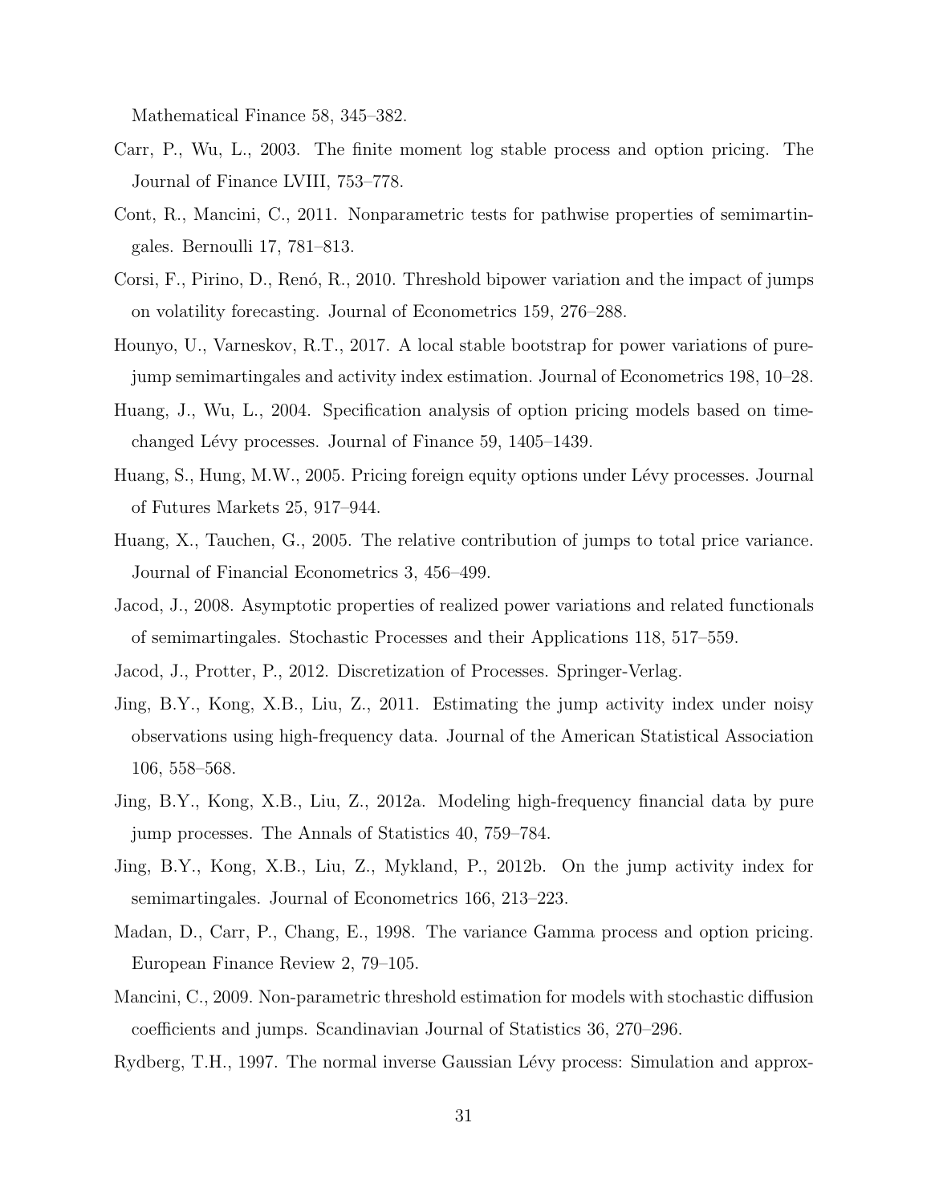Mathematical Finance 58, 345–382.

Carr, P., Wu, L., 2003. The finite moment log stable process and option pricing. The Journal of Finance LVIII, 753–778.

Cont, R., Mancini, C., 2011. Nonparametric tests for pathwise properties of semimartingales. Bernoulli 17, 781–813.

Corsi, F., Pirino, D., Renó, R., 2010. Threshold bipower variation and the impact of jumps on volatility forecasting. Journal of Econometrics 159, 276–288.

Hounyo, U., Varneskov, R.T., 2017. A local stable bootstrap for power variations of pure-jump semimartingales and activity index estimation. Journal of Econometrics 198, 10–28.

Huang, J., Wu, L., 2004. Specification analysis of option pricing models based on time-changed Lévy processes. Journal of Finance 59, 1405–1439.

Huang, S., Hung, M.W., 2005. Pricing foreign equity options under Lévy processes. Journal of Futures Markets 25, 917–944.

Huang, X., Tauchen, G., 2005. The relative contribution of jumps to total price variance. Journal of Financial Econometrics 3, 456–499.

Jacod, J., 2008. Asymptotic properties of realized power variations and related functionals of semimartingales. Stochastic Processes and their Applications 118, 517–559.

Jacod, J., Protter, P., 2012. Discretization of Processes. Springer-Verlag.

Jing, B.Y., Kong, X.B., Liu, Z., 2011. Estimating the jump activity index under noisy observations using high-frequency data. Journal of the American Statistical Association 106, 558–568.

Jing, B.Y., Kong, X.B., Liu, Z., 2012a. Modeling high-frequency financial data by pure jump processes. The Annals of Statistics 40, 759–784.

Jing, B.Y., Kong, X.B., Liu, Z., Mykland, P., 2012b. On the jump activity index for semimartingales. Journal of Econometrics 166, 213–223.

Madan, D., Carr, P., Chang, E., 1998. The variance Gamma process and option pricing. European Finance Review 2, 79–105.

Mancini, C., 2009. Non-parametric threshold estimation for models with stochastic diffusion coefficients and jumps. Scandinavian Journal of Statistics 36, 270–296.

Rydberg, T.H., 1997. The normal inverse Gaussian Lévy process: Simulation and approx-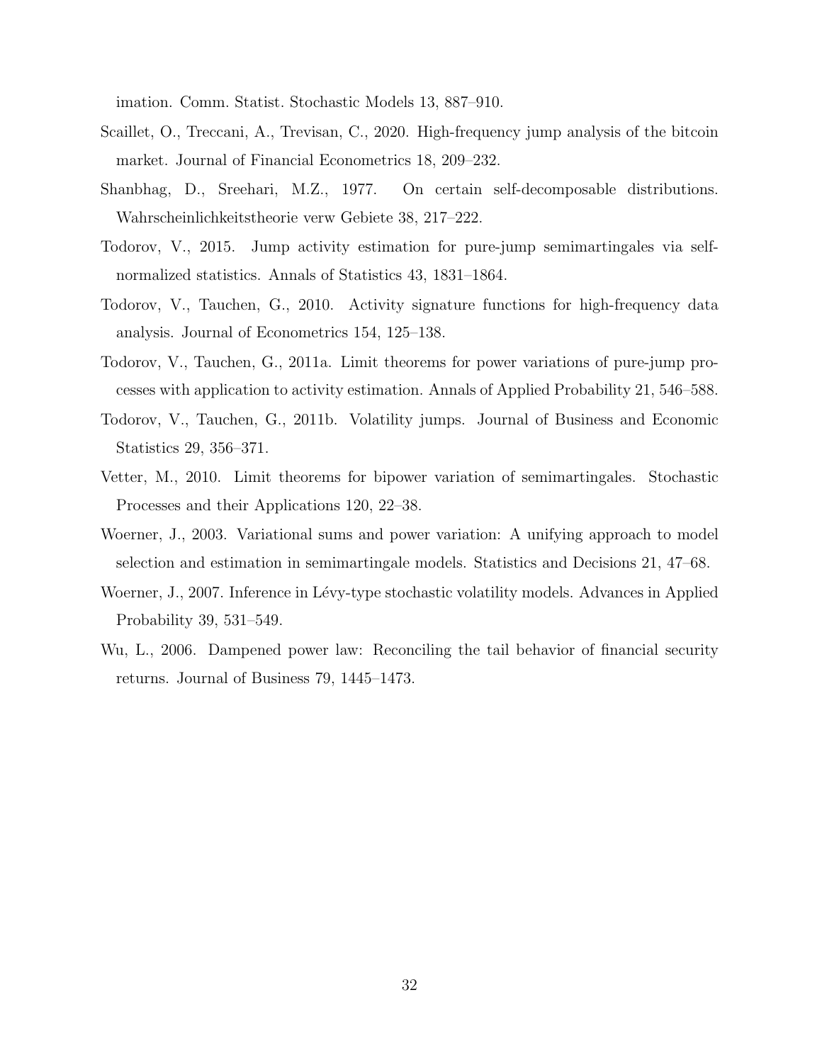imation. Comm. Statist. Stochastic Models 13, 887–910.

Scaillet, O., Treccani, A., Trevisan, C., 2020. High-frequency jump analysis of the bitcoin market. Journal of Financial Econometrics 18, 209–232.

Shanbhag, D., Sreehari, M.Z., 1977. On certain self-decomposable distributions. Wahrscheinlichkeitstheorie verw Gebiete 38, 217–222.

Todorov, V., 2015. Jump activity estimation for pure-jump semimartingales via self-normalized statistics. Annals of Statistics 43, 1831–1864.

Todorov, V., Tauchen, G., 2010. Activity signature functions for high-frequency data analysis. Journal of Econometrics 154, 125–138.

Todorov, V., Tauchen, G., 2011a. Limit theorems for power variations of pure-jump processes with application to activity estimation. Annals of Applied Probability 21, 546–588.

Todorov, V., Tauchen, G., 2011b. Volatility jumps. Journal of Business and Economic Statistics 29, 356–371.

Vetter, M., 2010. Limit theorems for bipower variation of semimartingales. Stochastic Processes and their Applications 120, 22–38.

Woerner, J., 2003. Variational sums and power variation: A unifying approach to model selection and estimation in semimartingale models. Statistics and Decisions 21, 47–68.

Woerner, J., 2007. Inference in Lévy-type stochastic volatility models. Advances in Applied Probability 39, 531–549.

Wu, L., 2006. Dampened power law: Reconciling the tail behavior of financial security returns. Journal of Business 79, 1445–1473.